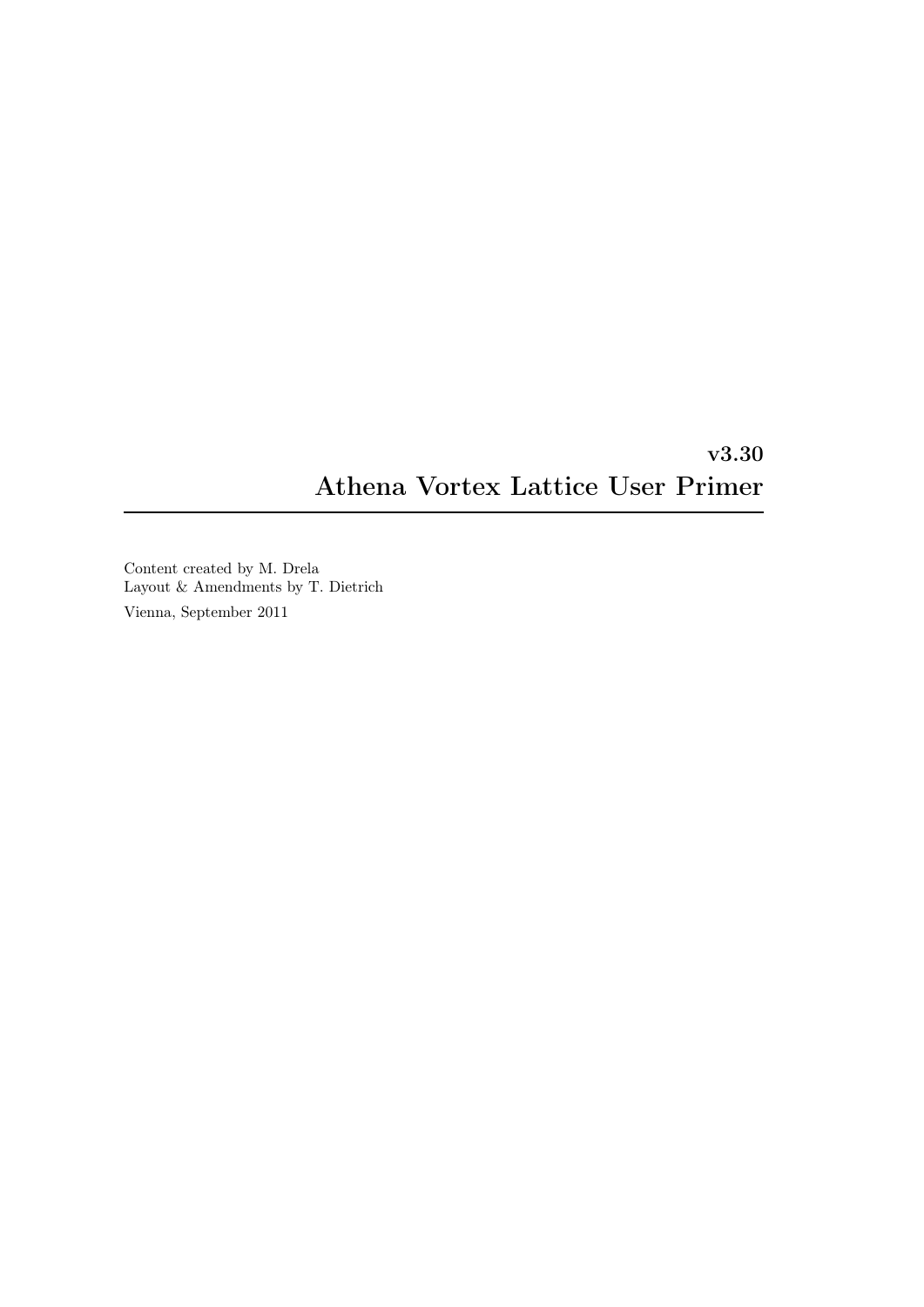**v3.30**

# Athena Vortex Lattice User Primer

---

Content created by M. Drela
Layout & Amendments by T. Dietrich

Vienna, September 2011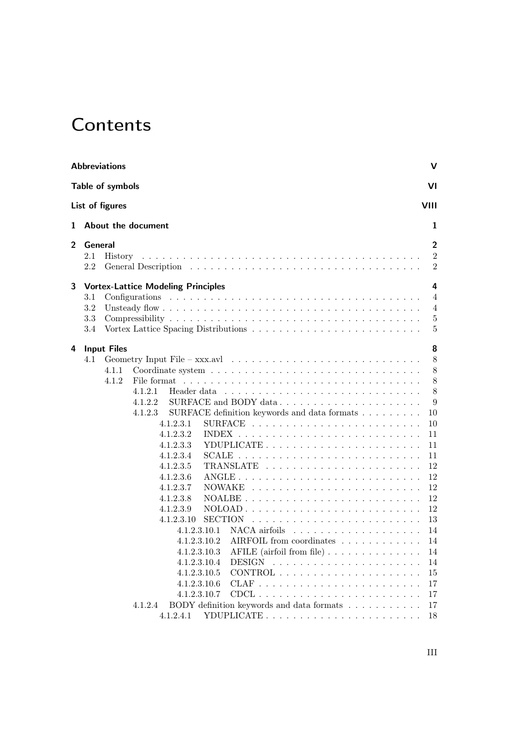# Contents

**Abbreviations** **V**

**Table of symbols** **VI**

**List of figures** **VIII**

**1 About the document** **1**

**2 General** **2**
- 2.1 History . . . 2
- 2.2 General Description . . . 2

**3 Vortex-Lattice Modeling Principles** **4**
- 3.1 Configurations . . . 4
- 3.2 Unsteady flow . . . 4
- 3.3 Compressibility . . . 5
- 3.4 Vortex Lattice Spacing Distributions . . . 5

**4 Input Files** **8**
- 4.1 Geometry Input File – xxx.avl . . . 8
  - 4.1.1 Coordinate system . . . 8
  - 4.1.2 File format . . . 8
    - 4.1.2.1 Header data . . . 8
    - 4.1.2.2 SURFACE and BODY data . . . 9
    - 4.1.2.3 SURFACE definition keywords and data formats . . . 10
      - 4.1.2.3.1 SURFACE . . . 10
      - 4.1.2.3.2 INDEX . . . 11
      - 4.1.2.3.3 YDUPLICATE . . . 11
      - 4.1.2.3.4 SCALE . . . 11
      - 4.1.2.3.5 TRANSLATE . . . 12
      - 4.1.2.3.6 ANGLE . . . 12
      - 4.1.2.3.7 NOWAKE . . . 12
      - 4.1.2.3.8 NOALBE . . . 12
      - 4.1.2.3.9 NOLOAD . . . 12
      - 4.1.2.3.10 SECTION . . . 13
        - 4.1.2.3.10.1 NACA airfoils . . . 14
        - 4.1.2.3.10.2 AIRFOIL from coordinates . . . 14
        - 4.1.2.3.10.3 AFILE (airfoil from file) . . . 14
        - 4.1.2.3.10.4 DESIGN . . . 14
        - 4.1.2.3.10.5 CONTROL . . . 15
        - 4.1.2.3.10.6 CLAF . . . 17
        - 4.1.2.3.10.7 CDCL . . . 17
    - 4.1.2.4 BODY definition keywords and data formats . . . 17
      - 4.1.2.4.1 YDUPLICATE . . . 18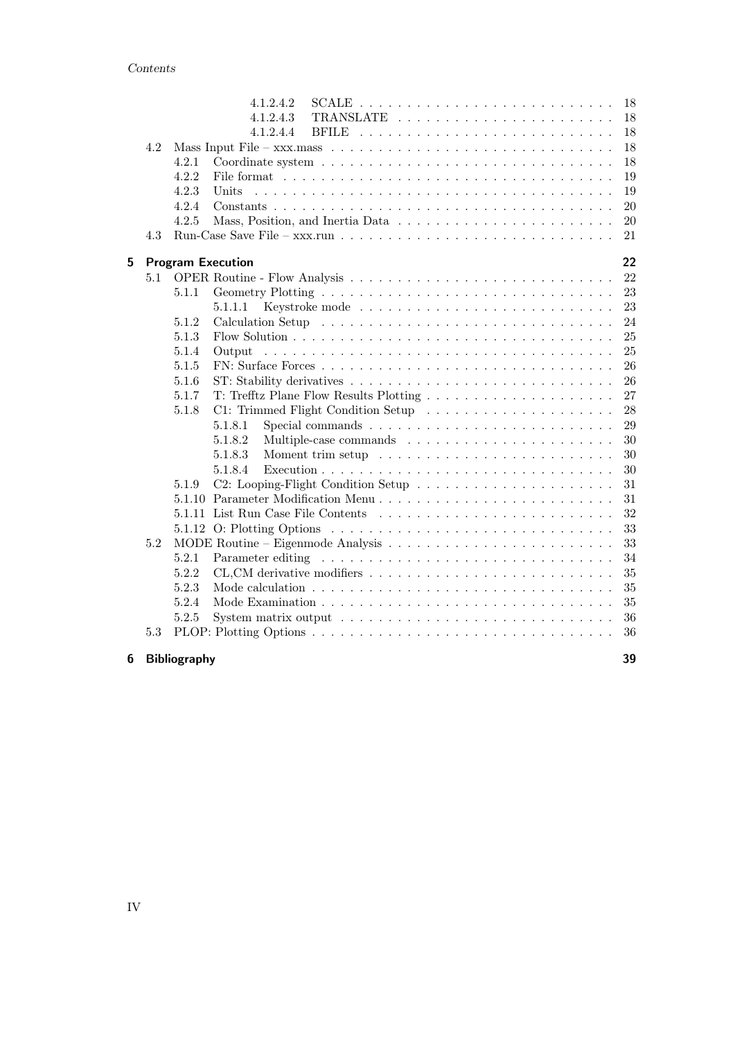| | | |
|---|---|---|
| 4.1.2.4.2 | SCALE | 18 |
| 4.1.2.4.3 | TRANSLATE | 18 |
| 4.1.2.4.4 | BFILE | 18 |
| 4.2 | Mass Input File – xxx.mass | 18 |
| 4.2.1 | Coordinate system | 18 |
| 4.2.2 | File format | 19 |
| 4.2.3 | Units | 19 |
| 4.2.4 | Constants | 20 |
| 4.2.5 | Mass, Position, and Inertia Data | 20 |
| 4.3 | Run-Case Save File – xxx.run | 21 |
| **5** | **Program Execution** | **22** |
| 5.1 | OPER Routine - Flow Analysis | 22 |
| 5.1.1 | Geometry Plotting | 23 |
| 5.1.1.1 | Keystroke mode | 23 |
| 5.1.2 | Calculation Setup | 24 |
| 5.1.3 | Flow Solution | 25 |
| 5.1.4 | Output | 25 |
| 5.1.5 | FN: Surface Forces | 26 |
| 5.1.6 | ST: Stability derivatives | 26 |
| 5.1.7 | T: Trefftz Plane Flow Results Plotting | 27 |
| 5.1.8 | C1: Trimmed Flight Condition Setup | 28 |
| 5.1.8.1 | Special commands | 29 |
| 5.1.8.2 | Multiple-case commands | 30 |
| 5.1.8.3 | Moment trim setup | 30 |
| 5.1.8.4 | Execution | 30 |
| 5.1.9 | C2: Looping-Flight Condition Setup | 31 |
| 5.1.10 | Parameter Modification Menu | 31 |
| 5.1.11 | List Run Case File Contents | 32 |
| 5.1.12 | O: Plotting Options | 33 |
| 5.2 | MODE Routine – Eigenmode Analysis | 33 |
| 5.2.1 | Parameter editing | 34 |
| 5.2.2 | CL,CM derivative modifiers | 35 |
| 5.2.3 | Mode calculation | 35 |
| 5.2.4 | Mode Examination | 35 |
| 5.2.5 | System matrix output | 36 |
| 5.3 | PLOP: Plotting Options | 36 |
| **6** | **Bibliography** | **39** |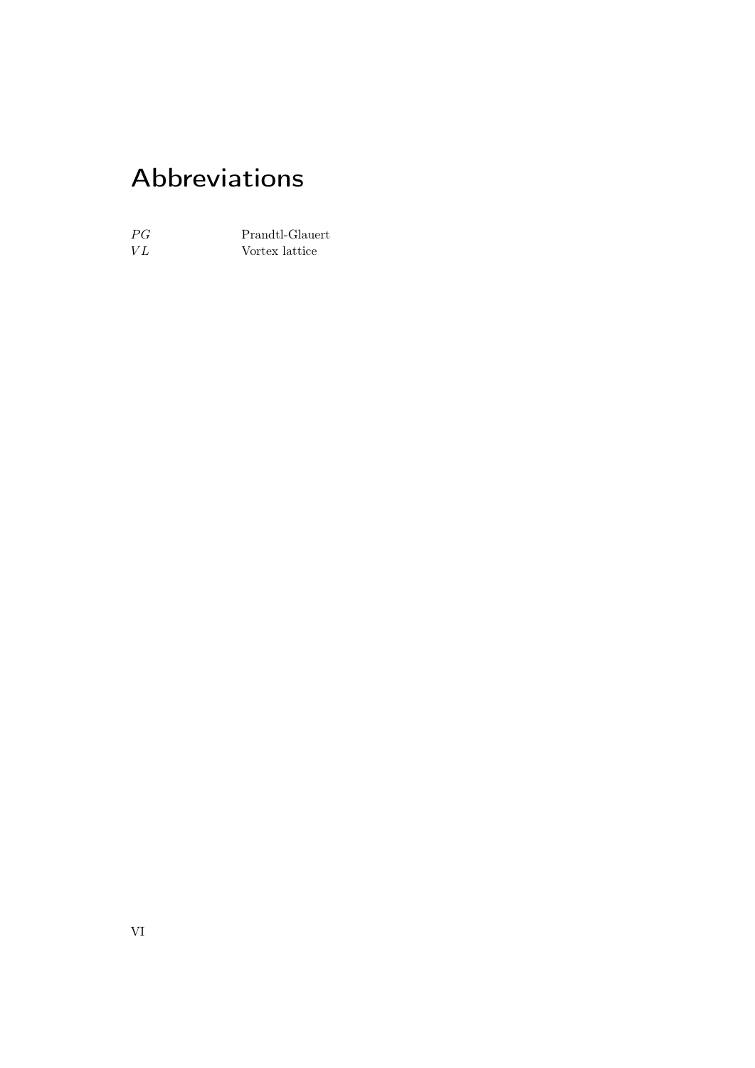# Abbreviations

| | |
|---|---|
| $PG$ | Prandtl-Glauert |
| $VL$ | Vortex lattice |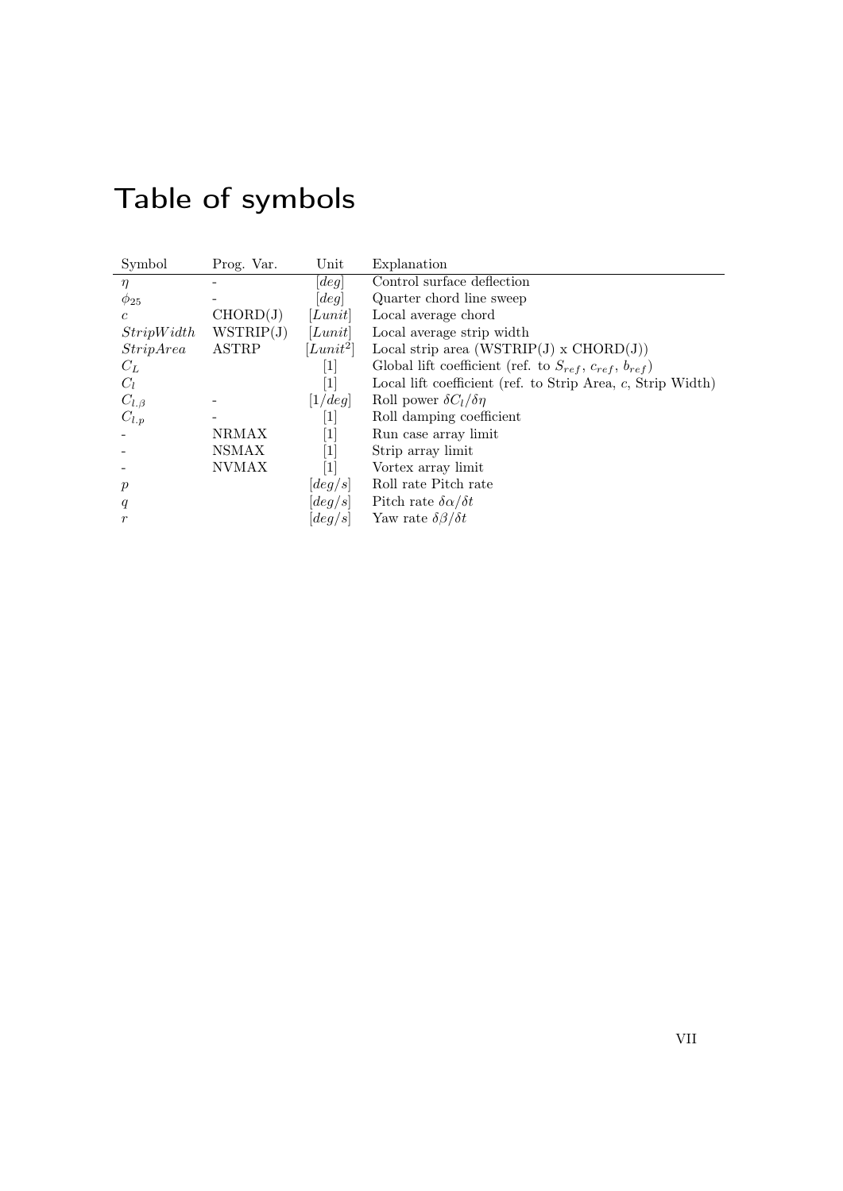# Table of symbols

| Symbol | Prog. Var. | Unit | Explanation |
|---|---|---|---|
| $\eta$ | - | $[deg]$ | Control surface deflection |
| $\phi_{25}$ | - | $[deg]$ | Quarter chord line sweep |
| $c$ | CHORD(J) | $[Lunit]$ | Local average chord |
| $StripWidth$ | WSTRIP(J) | $[Lunit]$ | Local average strip width |
| $StripArea$ | ASTRP | $[Lunit^2]$ | Local strip area (WSTRIP(J) x CHORD(J)) |
| $C_L$ | | [1] | Global lift coefficient (ref. to $S_{ref}$, $c_{ref}$, $b_{ref}$) |
| $C_l$ | | [1] | Local lift coefficient (ref. to Strip Area, $c$, Strip Width) |
| $C_{l.\beta}$ | - | $[1/deg]$ | Roll power $\delta C_l/\delta\eta$ |
| $C_{l.p}$ | - | [1] | Roll damping coefficient |
| - | NRMAX | [1] | Run case array limit |
| - | NSMAX | [1] | Strip array limit |
| - | NVMAX | [1] | Vortex array limit |
| $p$ | | $[deg/s]$ | Roll rate Pitch rate |
| $q$ | | $[deg/s]$ | Pitch rate $\delta\alpha/\delta t$ |
| $r$ | | $[deg/s]$ | Yaw rate $\delta\beta/\delta t$ |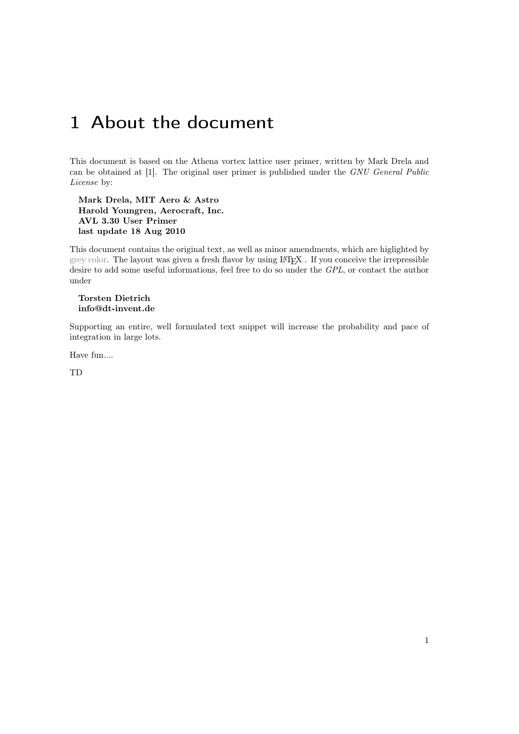# 1 About the document

This document is based on the Athena vortex lattice user primer, written by Mark Drela and can be obtained at [1]. The original user primer is published under the *GNU General Public License* by:

> **Mark Drela, MIT Aero & Astro**
> **Harold Youngren, Aerocraft, Inc.**
> **AVL 3.30 User Primer**
> **last update 18 Aug 2010**

This document contains the original text, as well as minor amendments, which are higlighted by grey color. The layout was given a fresh flavor by using LaTeX . If you conceive the irrepressible desire to add some useful informations, feel free to do so under the *GPL*, or contact the author under

> **Torsten Dietrich**
> **info@dt-invent.de**

Supporting an entire, well formulated text snippet will increase the probability and pace of integration in large lots.

Have fun....

TD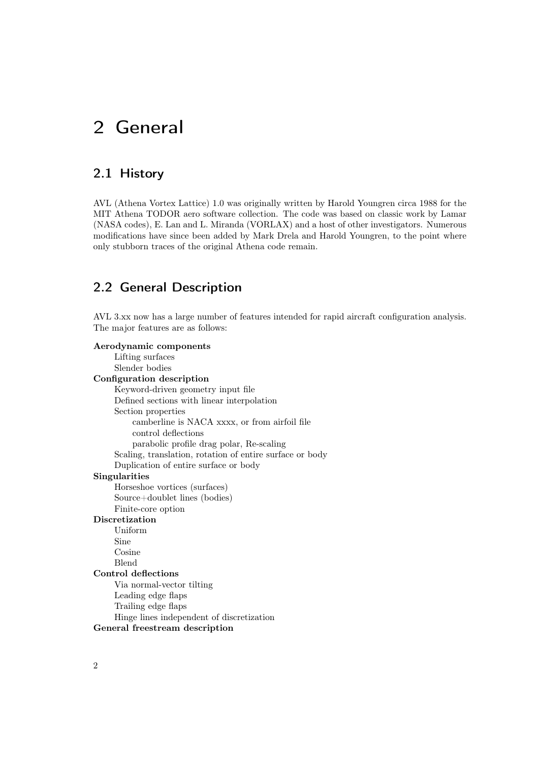# 2 General

## 2.1 History

AVL (Athena Vortex Lattice) 1.0 was originally written by Harold Youngren circa 1988 for the MIT Athena TODOR aero software collection. The code was based on classic work by Lamar (NASA codes), E. Lan and L. Miranda (VORLAX) and a host of other investigators. Numerous modifications have since been added by Mark Drela and Harold Youngren, to the point where only stubborn traces of the original Athena code remain.

## 2.2 General Description

AVL 3.xx now has a large number of features intended for rapid aircraft configuration analysis. The major features are as follows:

**Aerodynamic components**
- Lifting surfaces
- Slender bodies

**Configuration description**
- Keyword-driven geometry input file
- Defined sections with linear interpolation
- Section properties
  - camberline is NACA xxxx, or from airfoil file
  - control deflections
  - parabolic profile drag polar, Re-scaling
- Scaling, translation, rotation of entire surface or body
- Duplication of entire surface or body

**Singularities**
- Horseshoe vortices (surfaces)
- Source+doublet lines (bodies)
- Finite-core option

**Discretization**
- Uniform
- Sine
- Cosine
- Blend

**Control deflections**
- Via normal-vector tilting
- Leading edge flaps
- Trailing edge flaps
- Hinge lines independent of discretization

**General freestream description**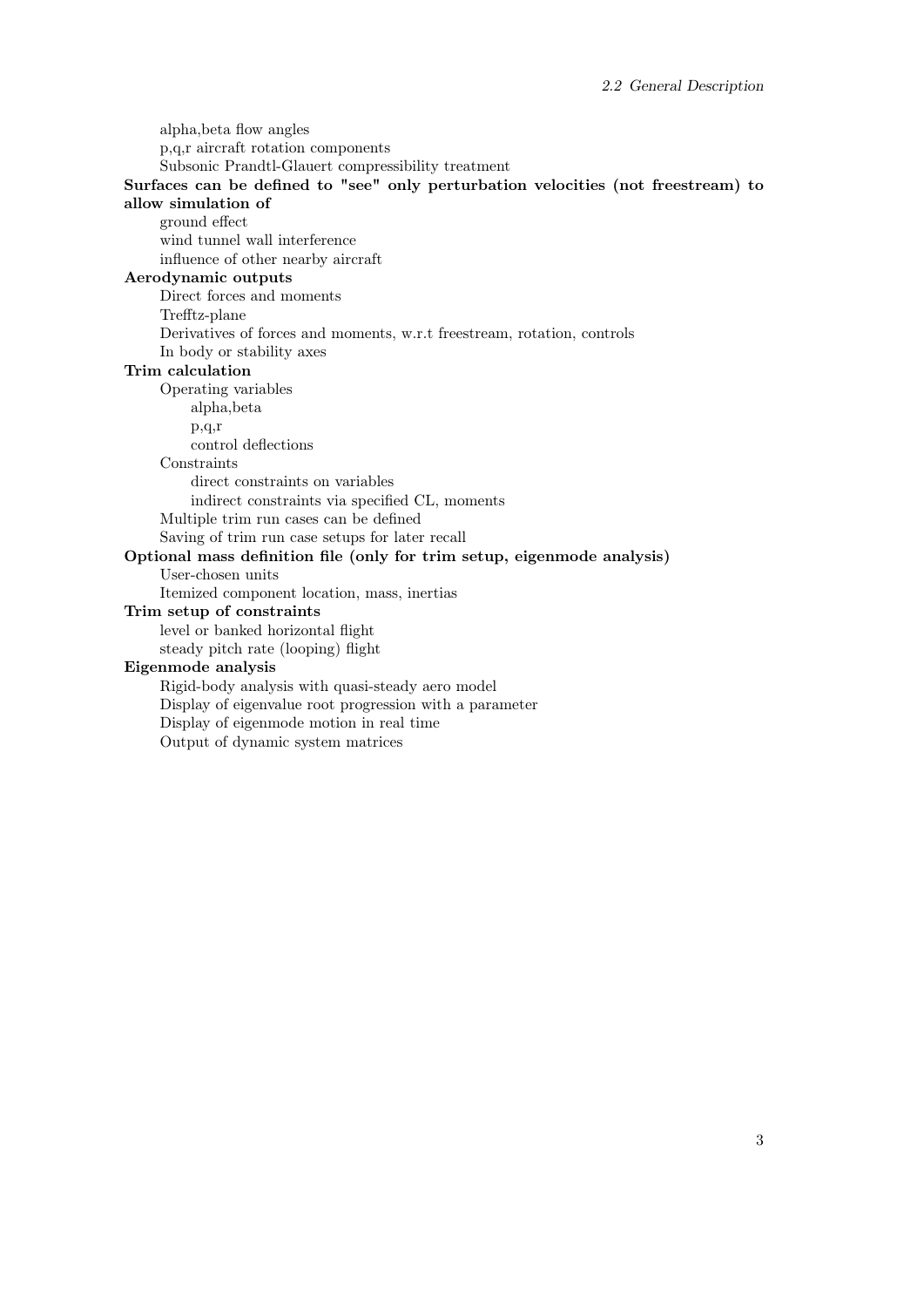alpha,beta flow angles
p,q,r aircraft rotation components
Subsonic Prandtl-Glauert compressibility treatment

**Surfaces can be defined to "see" only perturbation velocities (not freestream) to allow simulation of**

ground effect
wind tunnel wall interference
influence of other nearby aircraft

**Aerodynamic outputs**

Direct forces and moments
Trefftz-plane
Derivatives of forces and moments, w.r.t freestream, rotation, controls
In body or stability axes

**Trim calculation**

Operating variables

- alpha,beta
- p,q,r
- control deflections

Constraints

- direct constraints on variables
- indirect constraints via specified CL, moments

Multiple trim run cases can be defined
Saving of trim run case setups for later recall

**Optional mass definition file (only for trim setup, eigenmode analysis)**

User-chosen units
Itemized component location, mass, inertias

**Trim setup of constraints**

level or banked horizontal flight
steady pitch rate (looping) flight

**Eigenmode analysis**

Rigid-body analysis with quasi-steady aero model
Display of eigenvalue root progression with a parameter
Display of eigenmode motion in real time
Output of dynamic system matrices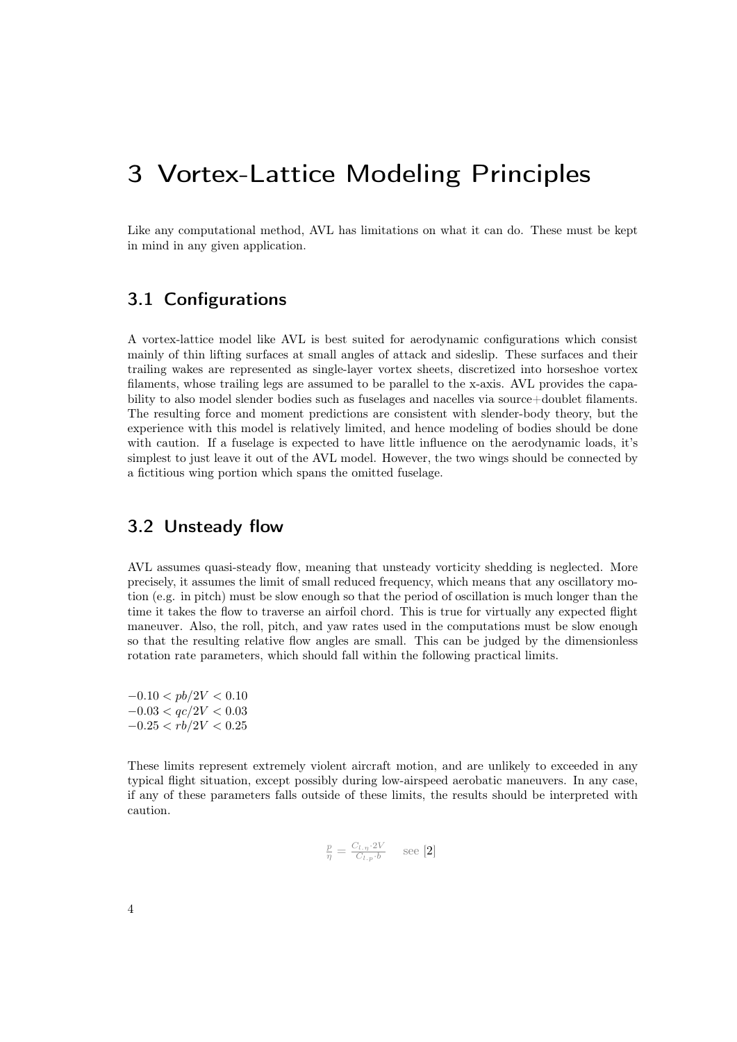# 3 Vortex-Lattice Modeling Principles

Like any computational method, AVL has limitations on what it can do. These must be kept in mind in any given application.

## 3.1 Configurations

A vortex-lattice model like AVL is best suited for aerodynamic configurations which consist mainly of thin lifting surfaces at small angles of attack and sideslip. These surfaces and their trailing wakes are represented as single-layer vortex sheets, discretized into horseshoe vortex filaments, whose trailing legs are assumed to be parallel to the x-axis. AVL provides the capability to also model slender bodies such as fuselages and nacelles via source+doublet filaments. The resulting force and moment predictions are consistent with slender-body theory, but the experience with this model is relatively limited, and hence modeling of bodies should be done with caution. If a fuselage is expected to have little influence on the aerodynamic loads, it's simplest to just leave it out of the AVL model. However, the two wings should be connected by a fictitious wing portion which spans the omitted fuselage.

## 3.2 Unsteady flow

AVL assumes quasi-steady flow, meaning that unsteady vorticity shedding is neglected. More precisely, it assumes the limit of small reduced frequency, which means that any oscillatory motion (e.g. in pitch) must be slow enough so that the period of oscillation is much longer than the time it takes the flow to traverse an airfoil chord. This is true for virtually any expected flight maneuver. Also, the roll, pitch, and yaw rates used in the computations must be slow enough so that the resulting relative flow angles are small. This can be judged by the dimensionless rotation rate parameters, which should fall within the following practical limits.

$-0.10 < pb/2V < 0.10$
$-0.03 < qc/2V < 0.03$
$-0.25 < rb/2V < 0.25$

These limits represent extremely violent aircraft motion, and are unlikely to exceeded in any typical flight situation, except possibly during low-airspeed aerobatic maneuvers. In any case, if any of these parameters falls outside of these limits, the results should be interpreted with caution.

$$\frac{p}{\eta} = \frac{C_{l,\eta} \cdot 2V}{C_{l,p} \cdot b} \quad \text{see [2]}$$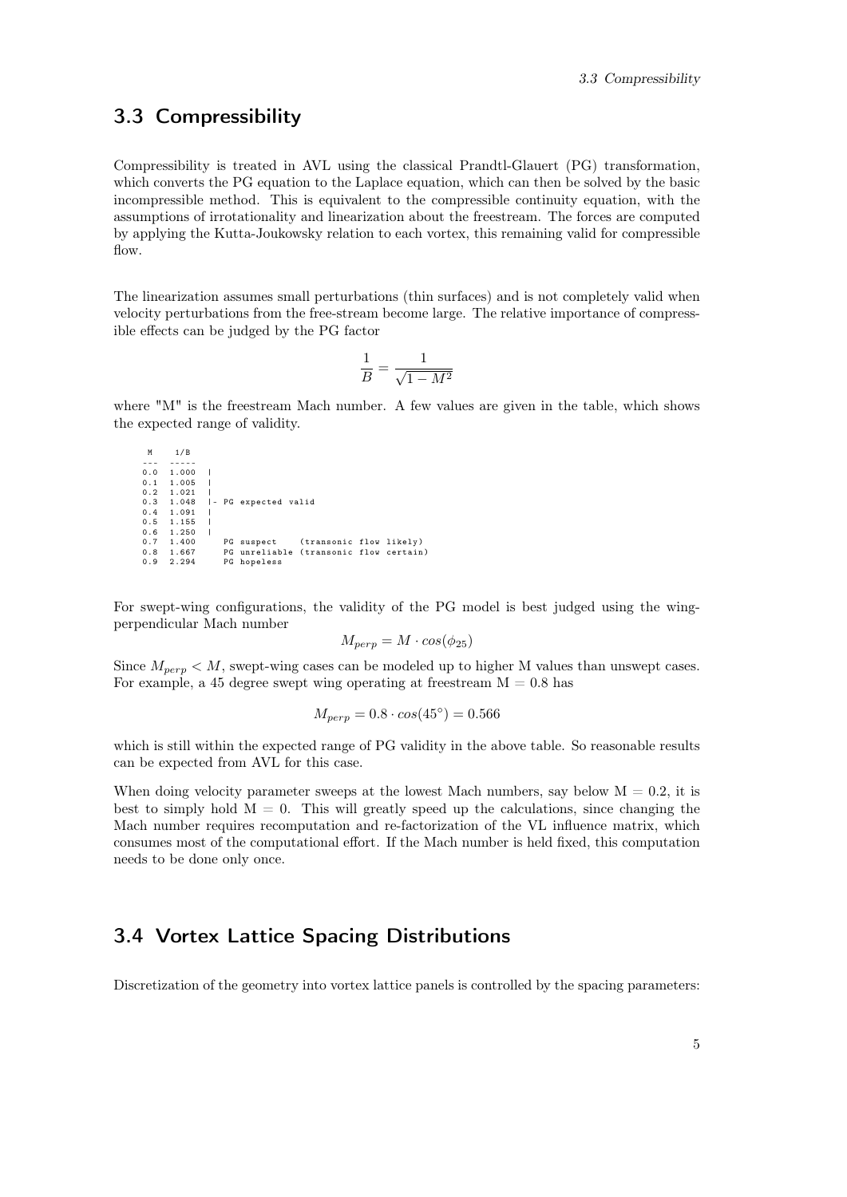## 3.3 Compressibility

Compressibility is treated in AVL using the classical Prandtl-Glauert (PG) transformation, which converts the PG equation to the Laplace equation, which can then be solved by the basic incompressible method. This is equivalent to the compressible continuity equation, with the assumptions of irrotationality and linearization about the freestream. The forces are computed by applying the Kutta-Joukowsky relation to each vortex, this remaining valid for compressible flow.

The linearization assumes small perturbations (thin surfaces) and is not completely valid when velocity perturbations from the free-stream become large. The relative importance of compressible effects can be judged by the PG factor

$$\frac{1}{B} = \frac{1}{\sqrt{1-M^2}}$$

where "M" is the freestream Mach number. A few values are given in the table, which shows the expected range of validity.

```
 M     1/B
---   -----
0.0   1.000   |
0.1   1.005   |
0.2   1.021   |
0.3   1.048   |- PG expected valid
0.4   1.091   |
0.5   1.155   |
0.6   1.250   |
0.7   1.400     PG suspect    (transonic flow likely)
0.8   1.667     PG unreliable (transonic flow certain)
0.9   2.294     PG hopeless
```

For swept-wing configurations, the validity of the PG model is best judged using the wing-perpendicular Mach number

$$M_{perp} = M \cdot cos(\phi_{25})$$

Since $M_{perp} < M$, swept-wing cases can be modeled up to higher M values than unswept cases. For example, a 45 degree swept wing operating at freestream M = 0.8 has

$$M_{perp} = 0.8 \cdot cos(45^{\circ}) = 0.566$$

which is still within the expected range of PG validity in the above table. So reasonable results can be expected from AVL for this case.

When doing velocity parameter sweeps at the lowest Mach numbers, say below M = 0.2, it is best to simply hold M = 0. This will greatly speed up the calculations, since changing the Mach number requires recomputation and re-factorization of the VL influence matrix, which consumes most of the computational effort. If the Mach number is held fixed, this computation needs to be done only once.

## 3.4 Vortex Lattice Spacing Distributions

Discretization of the geometry into vortex lattice panels is controlled by the spacing parameters: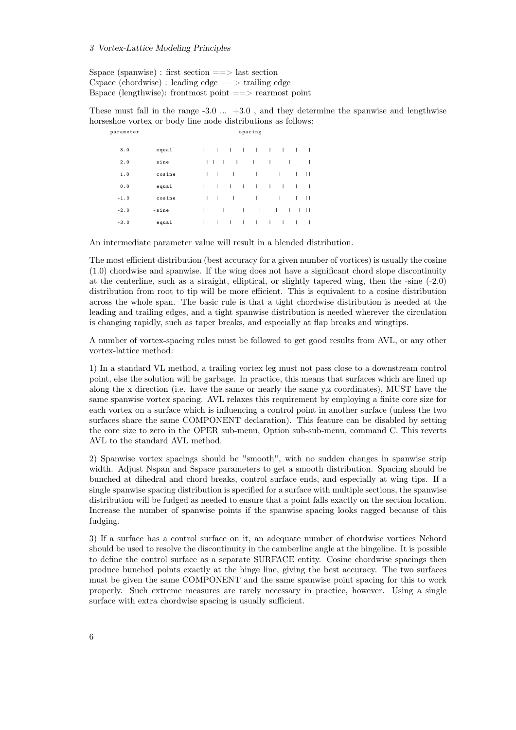Sspace (spanwise) : first section ==> last section
Cspace (chordwise) : leading edge ==> trailing edge
Bspace (lengthwise): frontmost point ==> rearmost point

These must fall in the range -3.0 ... +3.0 , and they determine the spanwise and lengthwise horseshoe vortex or body line node distributions as follows:

```
parameter                              spacing
---------                              -------

   3.0        equal         |   |   |   |   |   |   |   |   |

   2.0        sine          || |  |   |    |    |     |      |

   1.0        cosine        ||  |    |     |     |    |  ||

   0.0        equal         |   |   |   |   |   |   |   |   |

  -1.0        cosine        ||  |    |     |     |    |  ||

  -2.0       -sine          |      |     |    |   |  | | ||

  -3.0        equal         |   |   |   |   |   |   |   |   |
```

An intermediate parameter value will result in a blended distribution.

The most efficient distribution (best accuracy for a given number of vortices) is usually the cosine (1.0) chordwise and spanwise. If the wing does not have a significant chord slope discontinuity at the centerline, such as a straight, elliptical, or slightly tapered wing, then the -sine (-2.0) distribution from root to tip will be more efficient. This is equivalent to a cosine distribution across the whole span. The basic rule is that a tight chordwise distribution is needed at the leading and trailing edges, and a tight spanwise distribution is needed wherever the circulation is changing rapidly, such as taper breaks, and especially at flap breaks and wingtips.

A number of vortex-spacing rules must be followed to get good results from AVL, or any other vortex-lattice method:

1) In a standard VL method, a trailing vortex leg must not pass close to a downstream control point, else the solution will be garbage. In practice, this means that surfaces which are lined up along the x direction (i.e. have the same or nearly the same y,z coordinates), MUST have the same spanwise vortex spacing. AVL relaxes this requirement by employing a finite core size for each vortex on a surface which is influencing a control point in another surface (unless the two surfaces share the same COMPONENT declaration). This feature can be disabled by setting the core size to zero in the OPER sub-menu, Option sub-sub-menu, command C. This reverts AVL to the standard AVL method.

2) Spanwise vortex spacings should be "smooth", with no sudden changes in spanwise strip width. Adjust Nspan and Sspace parameters to get a smooth distribution. Spacing should be bunched at dihedral and chord breaks, control surface ends, and especially at wing tips. If a single spanwise spacing distribution is specified for a surface with multiple sections, the spanwise distribution will be fudged as needed to ensure that a point falls exactly on the section location. Increase the number of spanwise points if the spanwise spacing looks ragged because of this fudging.

3) If a surface has a control surface on it, an adequate number of chordwise vortices Nchord should be used to resolve the discontinuity in the camberline angle at the hingeline. It is possible to define the control surface as a separate SURFACE entity. Cosine chordwise spacings then produce bunched points exactly at the hinge line, giving the best accuracy. The two surfaces must be given the same COMPONENT and the same spanwise point spacing for this to work properly. Such extreme measures are rarely necessary in practice, however. Using a single surface with extra chordwise spacing is usually sufficient.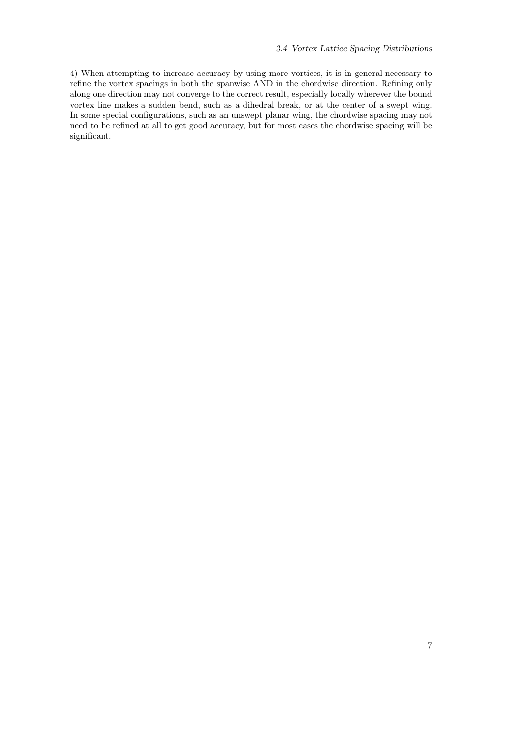4) When attempting to increase accuracy by using more vortices, it is in general necessary to refine the vortex spacings in both the spanwise AND in the chordwise direction. Refining only along one direction may not converge to the correct result, especially locally wherever the bound vortex line makes a sudden bend, such as a dihedral break, or at the center of a swept wing. In some special configurations, such as an unswept planar wing, the chordwise spacing may not need to be refined at all to get good accuracy, but for most cases the chordwise spacing will be significant.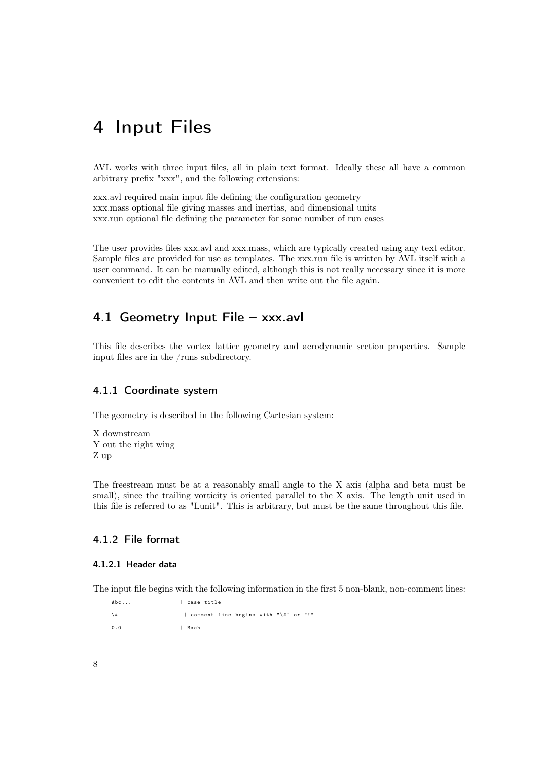# 4 Input Files

AVL works with three input files, all in plain text format. Ideally these all have a common arbitrary prefix "xxx", and the following extensions:

xxx.avl required main input file defining the configuration geometry
xxx.mass optional file giving masses and inertias, and dimensional units
xxx.run optional file defining the parameter for some number of run cases

The user provides files xxx.avl and xxx.mass, which are typically created using any text editor. Sample files are provided for use as templates. The xxx.run file is written by AVL itself with a user command. It can be manually edited, although this is not really necessary since it is more convenient to edit the contents in AVL and then write out the file again.

## 4.1 Geometry Input File – xxx.avl

This file describes the vortex lattice geometry and aerodynamic section properties. Sample input files are in the /runs subdirectory.

### 4.1.1 Coordinate system

The geometry is described in the following Cartesian system:

X downstream
Y out the right wing
Z up

The freestream must be at a reasonably small angle to the X axis (alpha and beta must be small), since the trailing vorticity is oriented parallel to the X axis. The length unit used in this file is referred to as "Lunit". This is arbitrary, but must be the same throughout this file.

### 4.1.2 File format

#### 4.1.2.1 Header data

The input file begins with the following information in the first 5 non-blank, non-comment lines:

```
Abc...              | case title
\#                   | comment line begins with "\#" or "!"
0.0                 | Mach
```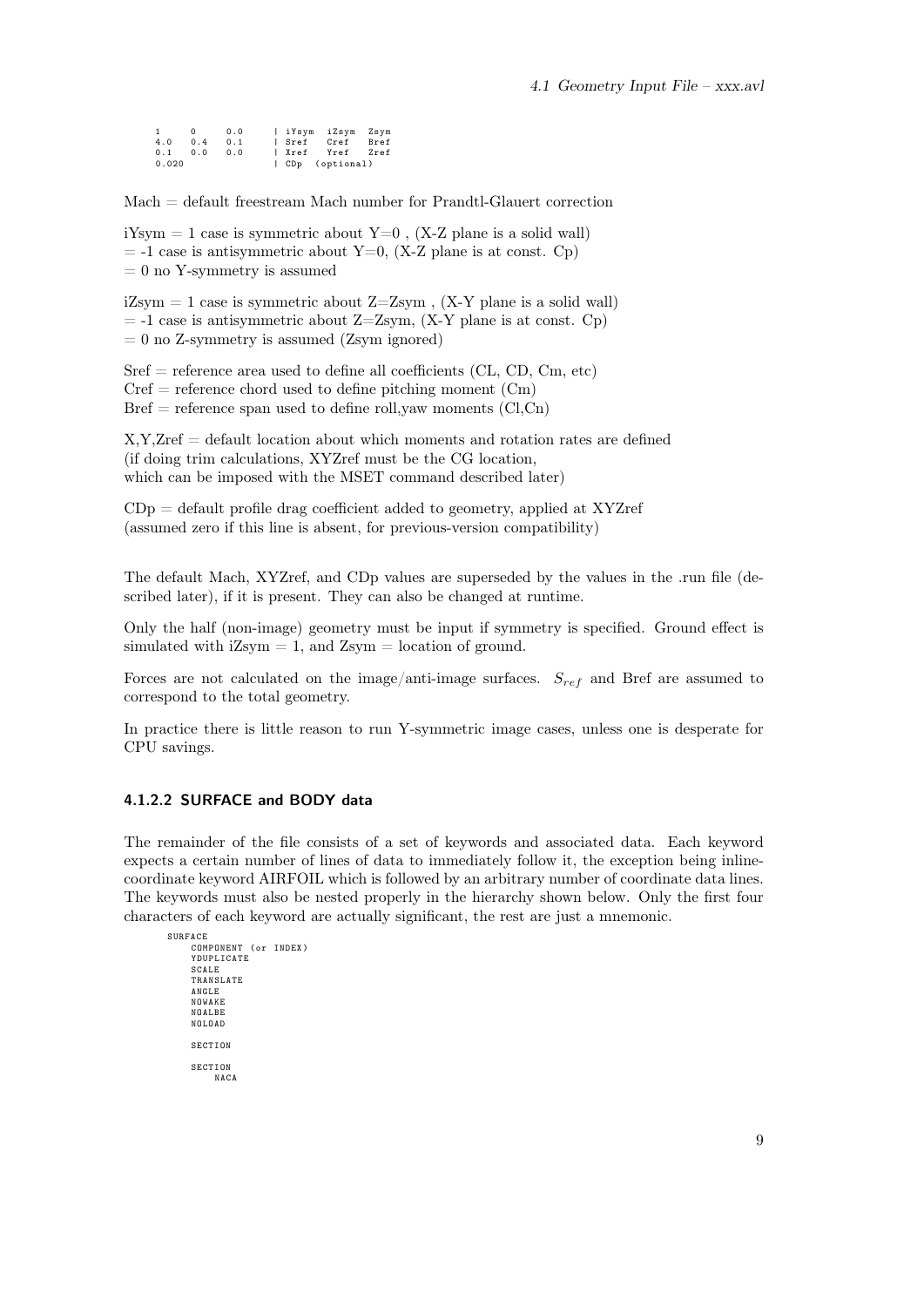```
1     0     0.0      | iYsym  iZsym  Zsym
4.0   0.4   0.1      | Sref   Cref   Bref
0.1   0.0   0.0      | Xref   Yref   Zref
0.020                | CDp  (optional)
```

Mach = default freestream Mach number for Prandtl-Glauert correction

iYsym = 1 case is symmetric about Y=0 , (X-Z plane is a solid wall)
= -1 case is antisymmetric about Y=0, (X-Z plane is at const. Cp)
= 0 no Y-symmetry is assumed

iZsym = 1 case is symmetric about Z=Zsym , (X-Y plane is a solid wall)
= -1 case is antisymmetric about Z=Zsym, (X-Y plane is at const. Cp)
= 0 no Z-symmetry is assumed (Zsym ignored)

Sref = reference area used to define all coefficients (CL, CD, Cm, etc)
Cref = reference chord used to define pitching moment (Cm)
Bref = reference span used to define roll,yaw moments (Cl,Cn)

X,Y,Zref = default location about which moments and rotation rates are defined
(if doing trim calculations, XYZref must be the CG location,
which can be imposed with the MSET command described later)

CDp = default profile drag coefficient added to geometry, applied at XYZref
(assumed zero if this line is absent, for previous-version compatibility)

The default Mach, XYZref, and CDp values are superseded by the values in the .run file (described later), if it is present. They can also be changed at runtime.

Only the half (non-image) geometry must be input if symmetry is specified. Ground effect is simulated with iZsym = 1, and Zsym = location of ground.

Forces are not calculated on the image/anti-image surfaces. $S_{ref}$ and Bref are assumed to correspond to the total geometry.

In practice there is little reason to run Y-symmetric image cases, unless one is desperate for CPU savings.

#### 4.1.2.2 SURFACE and BODY data

The remainder of the file consists of a set of keywords and associated data. Each keyword expects a certain number of lines of data to immediately follow it, the exception being inline-coordinate keyword AIRFOIL which is followed by an arbitrary number of coordinate data lines. The keywords must also be nested properly in the hierarchy shown below. Only the first four characters of each keyword are actually significant, the rest are just a mnemonic.

```
SURFACE
    COMPONENT (or INDEX)
    YDUPLICATE
    SCALE
    TRANSLATE
    ANGLE
    NOWAKE
    NOALBE
    NOLOAD

    SECTION

    SECTION
        NACA
```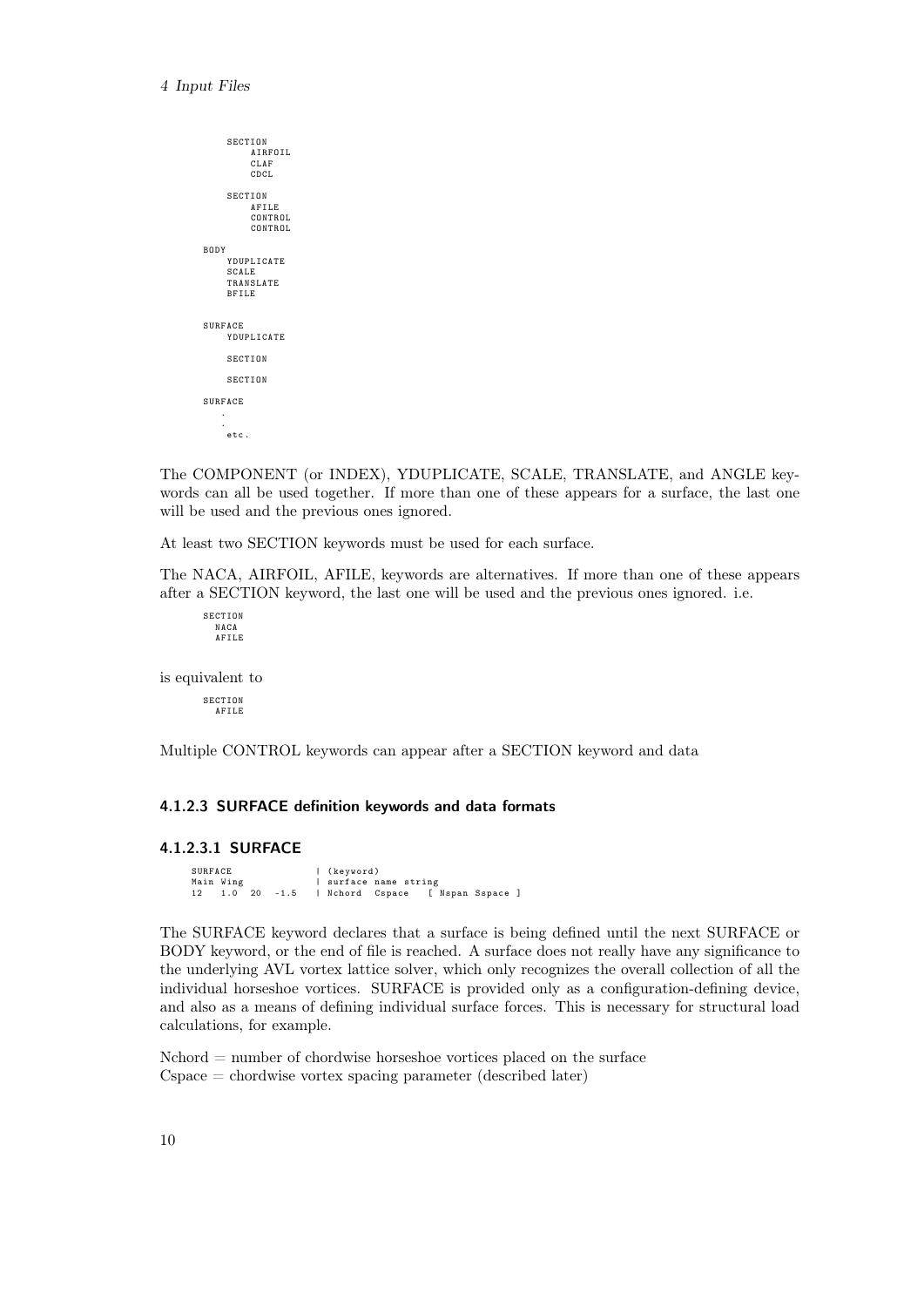```
    SECTION
        AIRFOIL
        CLAF
        CDCL

    SECTION
        AFILE
        CONTROL
        CONTROL

BODY
    YDUPLICATE
    SCALE
    TRANSLATE
    BFILE


SURFACE
    YDUPLICATE

    SECTION

    SECTION

SURFACE
   .
   .
   etc.
```

The COMPONENT (or INDEX), YDUPLICATE, SCALE, TRANSLATE, and ANGLE keywords can all be used together. If more than one of these appears for a surface, the last one will be used and the previous ones ignored.

At least two SECTION keywords must be used for each surface.

The NACA, AIRFOIL, AFILE, keywords are alternatives. If more than one of these appears after a SECTION keyword, the last one will be used and the previous ones ignored. i.e.

```
SECTION
  NACA
  AFILE
```

is equivalent to

```
SECTION
  AFILE
```

Multiple CONTROL keywords can appear after a SECTION keyword and data

#### 4.1.2.3 SURFACE definition keywords and data formats

##### 4.1.2.3.1 SURFACE

```
SURFACE              | (keyword)
Main Wing            | surface name string
12   1.0  20  -1.5   | Nchord  Cspace   [ Nspan Sspace ]
```

The SURFACE keyword declares that a surface is being defined until the next SURFACE or BODY keyword, or the end of file is reached. A surface does not really have any significance to the underlying AVL vortex lattice solver, which only recognizes the overall collection of all the individual horseshoe vortices. SURFACE is provided only as a configuration-defining device, and also as a means of defining individual surface forces. This is necessary for structural load calculations, for example.

Nchord = number of chordwise horseshoe vortices placed on the surface
Cspace = chordwise vortex spacing parameter (described later)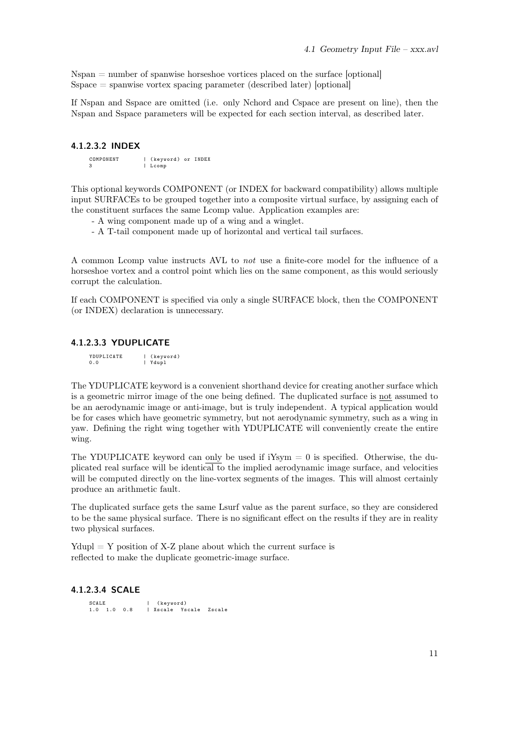Nspan = number of spanwise horseshoe vortices placed on the surface [optional]
Sspace = spanwise vortex spacing parameter (described later) [optional]

If Nspan and Sspace are omitted (i.e. only Nchord and Cspace are present on line), then the Nspan and Sspace parameters will be expected for each section interval, as described later.

#### 4.1.2.3.2 INDEX

```
COMPONENT       | (keyword) or INDEX
3               | Lcomp
```

This optional keywords COMPONENT (or INDEX for backward compatibility) allows multiple input SURFACEs to be grouped together into a composite virtual surface, by assigning each of the constituent surfaces the same Lcomp value. Application examples are:

- A wing component made up of a wing and a winglet.
- A T-tail component made up of horizontal and vertical tail surfaces.

A common Lcomp value instructs AVL to *not* use a finite-core model for the influence of a horseshoe vortex and a control point which lies on the same component, as this would seriously corrupt the calculation.

If each COMPONENT is specified via only a single SURFACE block, then the COMPONENT (or INDEX) declaration is unnecessary.

#### 4.1.2.3.3 YDUPLICATE

```
YDUPLICATE      | (keyword)
0.0             | Ydupl
```

The YDUPLICATE keyword is a convenient shorthand device for creating another surface which is a geometric mirror image of the one being defined. The duplicated surface is not assumed to be an aerodynamic image or anti-image, but is truly independent. A typical application would be for cases which have geometric symmetry, but not aerodynamic symmetry, such as a wing in yaw. Defining the right wing together with YDUPLICATE will conveniently create the entire wing.

The YDUPLICATE keyword can only be used if iYsym = 0 is specified. Otherwise, the duplicated real surface will be identical to the implied aerodynamic image surface, and velocities will be computed directly on the line-vortex segments of the images. This will almost certainly produce an arithmetic fault.

The duplicated surface gets the same Lsurf value as the parent surface, so they are considered to be the same physical surface. There is no significant effect on the results if they are in reality two physical surfaces.

Ydupl = Y position of X-Z plane about which the current surface is
reflected to make the duplicate geometric-image surface.

#### 4.1.2.3.4 SCALE

```
SCALE           |  (keyword)
1.0  1.0  0.8   | Xscale  Yscale  Zscale
```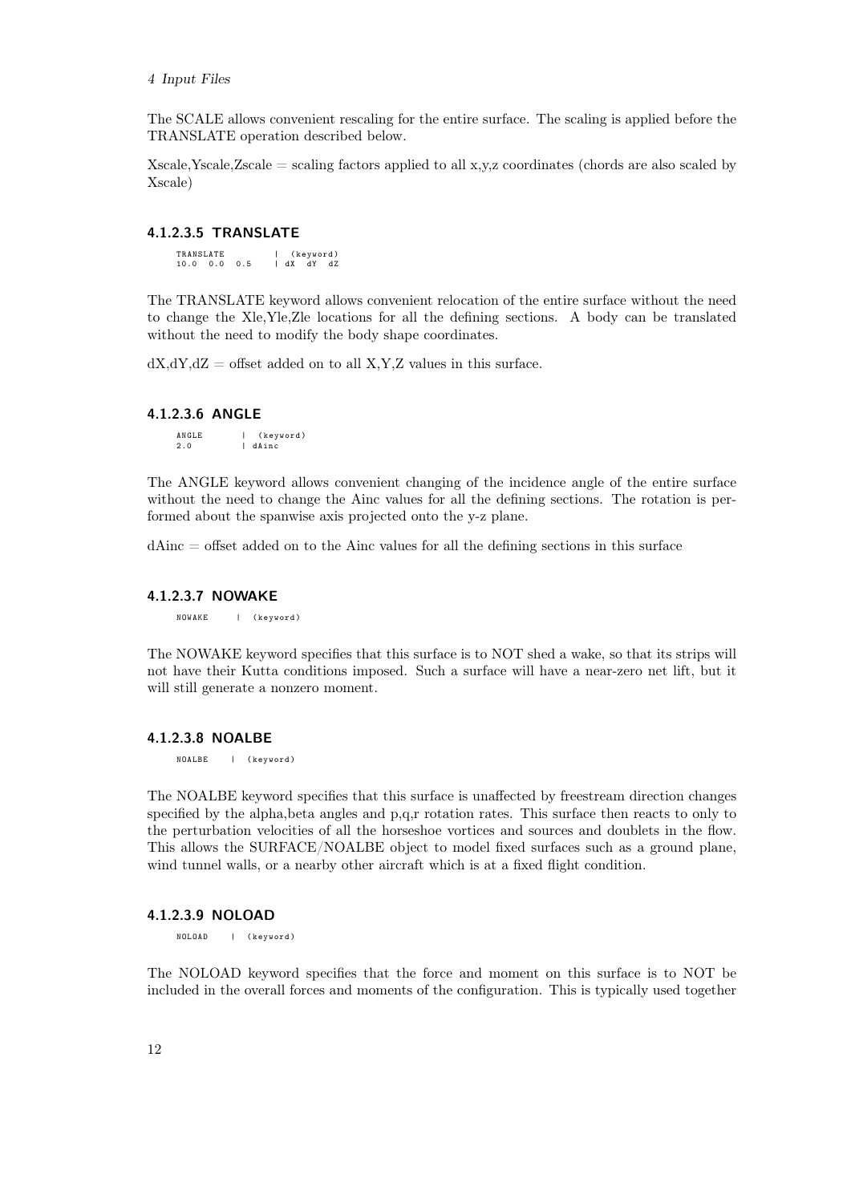The SCALE allows convenient rescaling for the entire surface. The scaling is applied before the TRANSLATE operation described below.

Xscale,Yscale,Zscale = scaling factors applied to all x,y,z coordinates (chords are also scaled by Xscale)

#### 4.1.2.3.5 TRANSLATE

```
TRANSLATE         |  (keyword)
10.0  0.0  0.5    | dX  dY  dZ
```

The TRANSLATE keyword allows convenient relocation of the entire surface without the need to change the Xle,Yle,Zle locations for all the defining sections. A body can be translated without the need to modify the body shape coordinates.

dX,dY,dZ = offset added on to all X,Y,Z values in this surface.

#### 4.1.2.3.6 ANGLE

```
ANGLE       |  (keyword)
2.0         | dAinc
```

The ANGLE keyword allows convenient changing of the incidence angle of the entire surface without the need to change the Ainc values for all the defining sections. The rotation is performed about the spanwise axis projected onto the y-z plane.

dAinc = offset added on to the Ainc values for all the defining sections in this surface

#### 4.1.2.3.7 NOWAKE

```
NOWAKE     |  (keyword)
```

The NOWAKE keyword specifies that this surface is to NOT shed a wake, so that its strips will not have their Kutta conditions imposed. Such a surface will have a near-zero net lift, but it will still generate a nonzero moment.

#### 4.1.2.3.8 NOALBE

```
NOALBE    |  (keyword)
```

The NOALBE keyword specifies that this surface is unaffected by freestream direction changes specified by the alpha,beta angles and p,q,r rotation rates. This surface then reacts to only to the perturbation velocities of all the horseshoe vortices and sources and doublets in the flow. This allows the SURFACE/NOALBE object to model fixed surfaces such as a ground plane, wind tunnel walls, or a nearby other aircraft which is at a fixed flight condition.

#### 4.1.2.3.9 NOLOAD

```
NOLOAD    |  (keyword)
```

The NOLOAD keyword specifies that the force and moment on this surface is to NOT be included in the overall forces and moments of the configuration. This is typically used together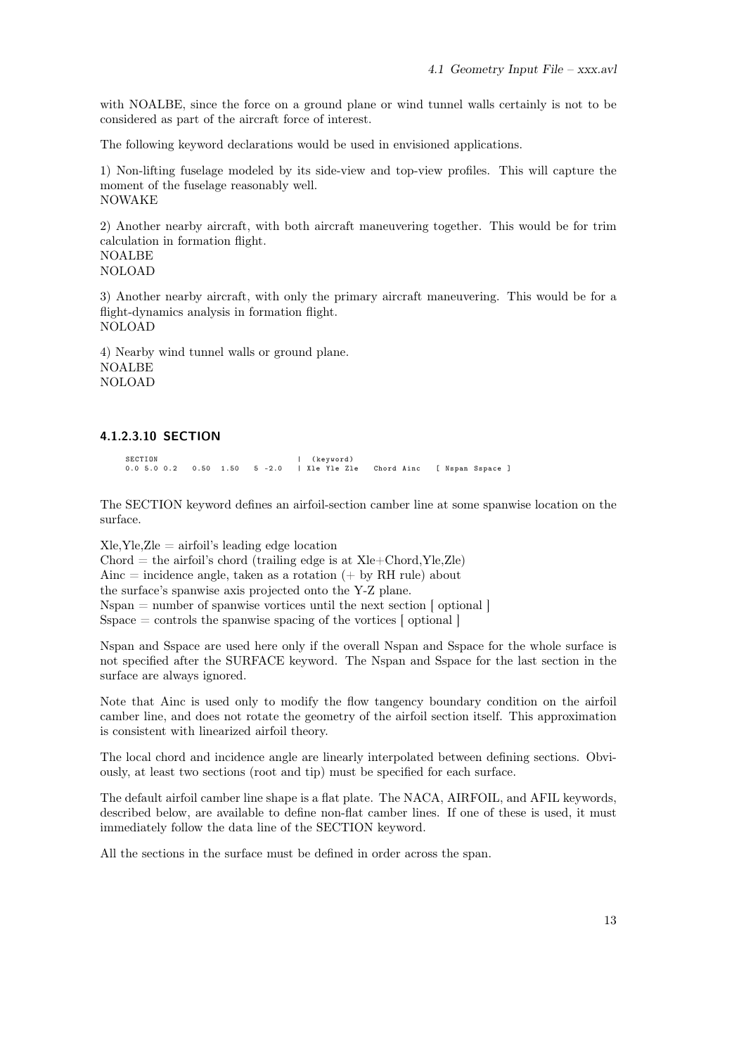with NOALBE, since the force on a ground plane or wind tunnel walls certainly is not to be considered as part of the aircraft force of interest.

The following keyword declarations would be used in envisioned applications.

1) Non-lifting fuselage modeled by its side-view and top-view profiles. This will capture the moment of the fuselage reasonably well.
NOWAKE

2) Another nearby aircraft, with both aircraft maneuvering together. This would be for trim calculation in formation flight.
NOALBE
NOLOAD

3) Another nearby aircraft, with only the primary aircraft maneuvering. This would be for a flight-dynamics analysis in formation flight.
NOLOAD

4) Nearby wind tunnel walls or ground plane.
NOALBE
NOLOAD

#### 4.1.2.3.10 SECTION

```
SECTION                          |  (keyword)
0.0 5.0 0.2   0.50  1.50   5 -2.0   | Xle Yle Zle   Chord Ainc   [ Nspan Sspace ]
```

The SECTION keyword defines an airfoil-section camber line at some spanwise location on the surface.

Xle,Yle,Zle = airfoil's leading edge location
Chord = the airfoil's chord (trailing edge is at Xle+Chord,Yle,Zle)
Ainc = incidence angle, taken as a rotation (+ by RH rule) about
the surface's spanwise axis projected onto the Y-Z plane.
Nspan = number of spanwise vortices until the next section [ optional ]
Sspace = controls the spanwise spacing of the vortices [ optional ]

Nspan and Sspace are used here only if the overall Nspan and Sspace for the whole surface is not specified after the SURFACE keyword. The Nspan and Sspace for the last section in the surface are always ignored.

Note that Ainc is used only to modify the flow tangency boundary condition on the airfoil camber line, and does not rotate the geometry of the airfoil section itself. This approximation is consistent with linearized airfoil theory.

The local chord and incidence angle are linearly interpolated between defining sections. Obviously, at least two sections (root and tip) must be specified for each surface.

The default airfoil camber line shape is a flat plate. The NACA, AIRFOIL, and AFIL keywords, described below, are available to define non-flat camber lines. If one of these is used, it must immediately follow the data line of the SECTION keyword.

All the sections in the surface must be defined in order across the span.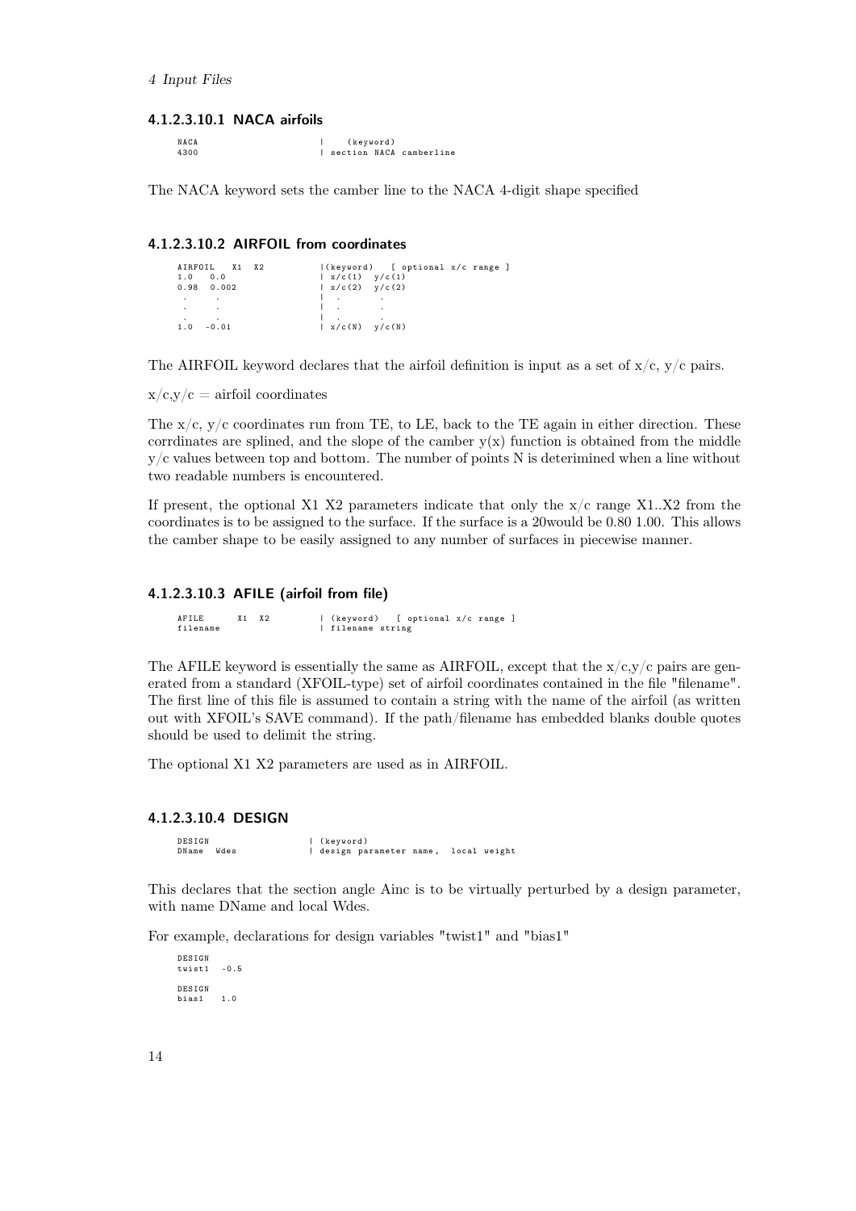#### 4.1.2.3.10.1 NACA airfoils

```
NACA                    |    (keyword)
4300                    | section NACA camberline
```

The NACA keyword sets the camber line to the NACA 4-digit shape specified

#### 4.1.2.3.10.2 AIRFOIL from coordinates

```
AIRFOIL   X1  X2        |(keyword)   [ optional x/c range ]
1.0   0.0               | x/c(1)  y/c(1)
0.98  0.002             | x/c(2)  y/c(2)
 .     .                |  .       .
 .     .                |  .       .
 .     .                |  .       .
1.0  -0.01              | x/c(N)  y/c(N)
```

The AIRFOIL keyword declares that the airfoil definition is input as a set of x/c, y/c pairs.

x/c,y/c = airfoil coordinates

The x/c, y/c coordinates run from TE, to LE, back to the TE again in either direction. These corrdinates are splined, and the slope of the camber y(x) function is obtained from the middle y/c values between top and bottom. The number of points N is deterimined when a line without two readable numbers is encountered.

If present, the optional X1 X2 parameters indicate that only the x/c range X1..X2 from the coordinates is to be assigned to the surface. If the surface is a 20would be 0.80 1.00. This allows the camber shape to be easily assigned to any number of surfaces in piecewise manner.

#### 4.1.2.3.10.3 AFILE (airfoil from file)

```
AFILE      X1  X2       | (keyword)   [ optional x/c range ]
filename                | filename string
```

The AFILE keyword is essentially the same as AIRFOIL, except that the x/c,y/c pairs are generated from a standard (XFOIL-type) set of airfoil coordinates contained in the file "filename". The first line of this file is assumed to contain a string with the name of the airfoil (as written out with XFOIL's SAVE command). If the path/filename has embedded blanks double quotes should be used to delimit the string.

The optional X1 X2 parameters are used as in AIRFOIL.

#### 4.1.2.3.10.4 DESIGN

```
DESIGN                  | (keyword)
DName  Wdes             | design parameter name,  local weight
```

This declares that the section angle Ainc is to be virtually perturbed by a design parameter, with name DName and local Wdes.

For example, declarations for design variables "twist1" and "bias1"

```
DESIGN
twist1  -0.5

DESIGN
bias1   1.0
```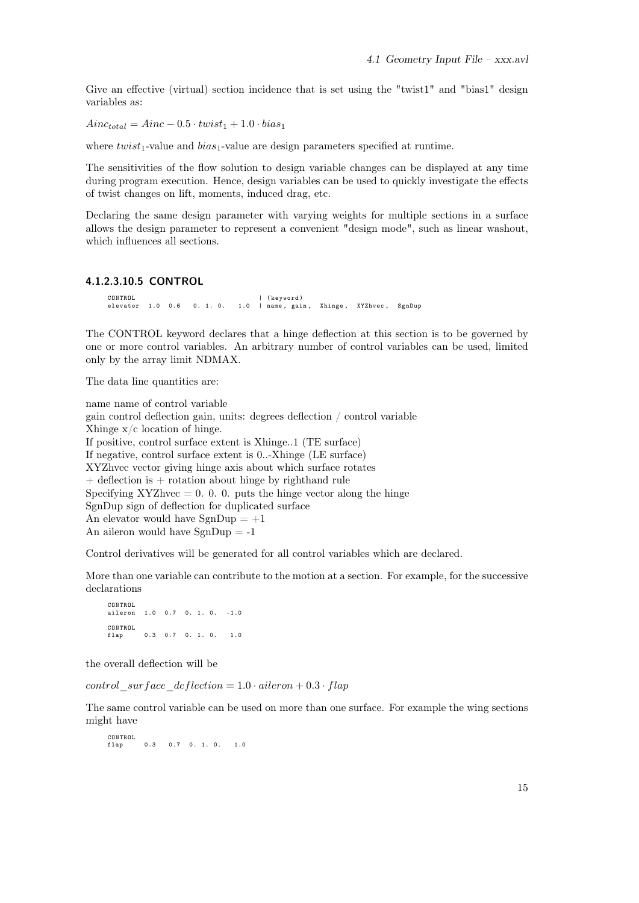Give an effective (virtual) section incidence that is set using the "twist1" and "bias1" design variables as:

$Ainc_{total} = Ainc - 0.5 \cdot twist_1 + 1.0 \cdot bias_1$

where $twist_1$-value and $bias_1$-value are design parameters specified at runtime.

The sensitivities of the flow solution to design variable changes can be displayed at any time during program execution. Hence, design variables can be used to quickly investigate the effects of twist changes on lift, moments, induced drag, etc.

Declaring the same design parameter with varying weights for multiple sections in a surface allows the design parameter to represent a convenient "design mode", such as linear washout, which influences all sections.

#### 4.1.2.3.10.5 CONTROL

```
CONTROL                              | (keyword)
elevator  1.0  0.6   0. 1. 0.   1.0  | name, gain,  Xhinge,  XYZhvec,  SgnDup
```

The CONTROL keyword declares that a hinge deflection at this section is to be governed by one or more control variables. An arbitrary number of control variables can be used, limited only by the array limit NDMAX.

The data line quantities are:

name name of control variable
gain control deflection gain, units: degrees deflection / control variable
Xhinge x/c location of hinge.
If positive, control surface extent is Xhinge..1 (TE surface)
If negative, control surface extent is 0..-Xhinge (LE surface)
XYZhvec vector giving hinge axis about which surface rotates
+ deflection is + rotation about hinge by righthand rule
Specifying XYZhvec = 0. 0. 0. puts the hinge vector along the hinge
SgnDup sign of deflection for duplicated surface
An elevator would have SgnDup = +1
An aileron would have SgnDup = -1

Control derivatives will be generated for all control variables which are declared.

More than one variable can contribute to the motion at a section. For example, for the successive declarations

```
CONTROL
aileron  1.0  0.7  0. 1. 0.  -1.0

CONTROL
flap     0.3  0.7  0. 1. 0.   1.0
```

the overall deflection will be

$control\_surface\_deflection = 1.0 \cdot aileron + 0.3 \cdot flap$

The same control variable can be used on more than one surface. For example the wing sections might have

```
CONTROL
flap     0.3   0.7  0. 1. 0.   1.0
```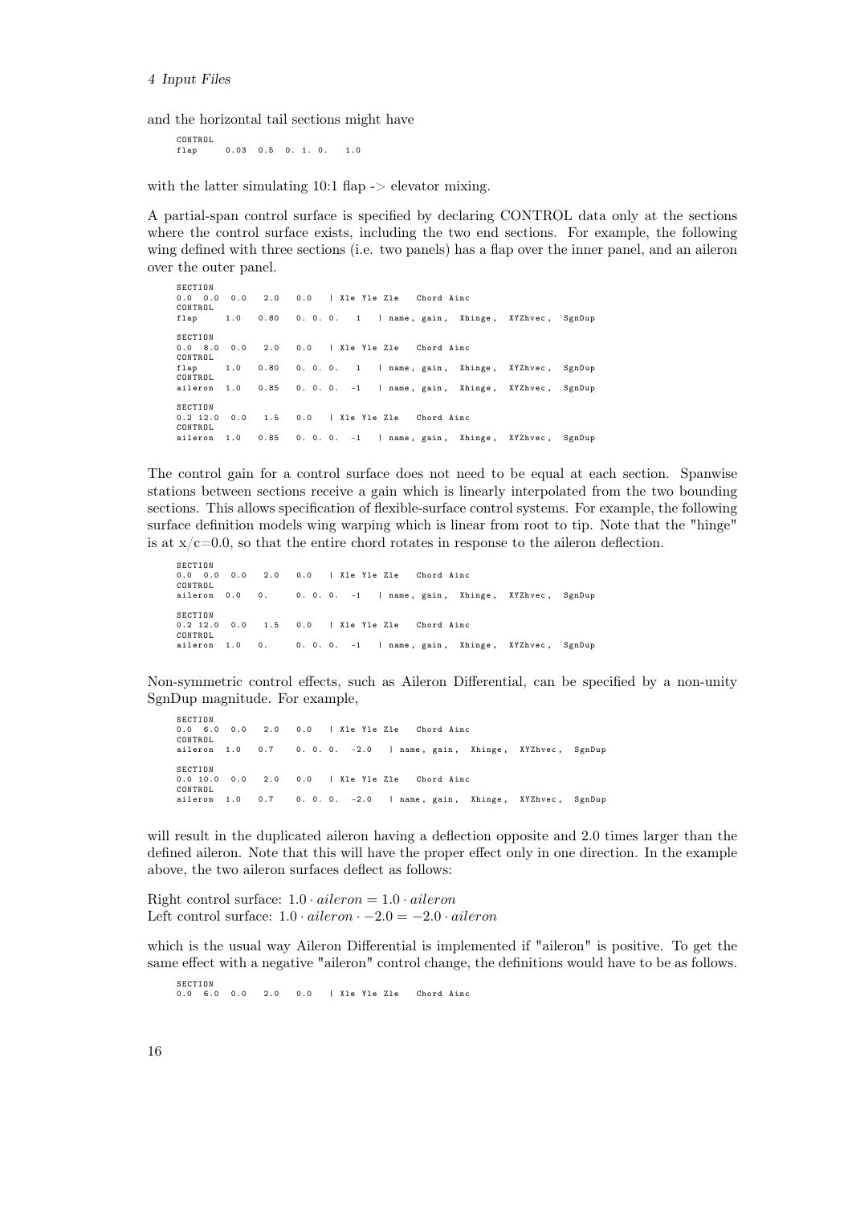and the horizontal tail sections might have

```
CONTROL
flap     0.03  0.5  0. 1. 0.   1.0
```

with the latter simulating 10:1 flap -> elevator mixing.

A partial-span control surface is specified by declaring CONTROL data only at the sections where the control surface exists, including the two end sections. For example, the following wing defined with three sections (i.e. two panels) has a flap over the inner panel, and an aileron over the outer panel.

```
SECTION
0.0  0.0  0.0   2.0   0.0   | Xle Yle Zle   Chord Ainc
CONTROL
flap     1.0   0.80   0. 0. 0.   1   | name, gain,  Xhinge,  XYZhvec,  SgnDup

SECTION
0.0  8.0  0.0   2.0   0.0   | Xle Yle Zle   Chord Ainc
CONTROL
flap     1.0   0.80   0. 0. 0.   1   | name, gain,  Xhinge,  XYZhvec,  SgnDup
CONTROL
aileron  1.0   0.85   0. 0. 0.  -1   | name, gain,  Xhinge,  XYZhvec,  SgnDup

SECTION
0.2 12.0  0.0   1.5   0.0   | Xle Yle Zle   Chord Ainc
CONTROL
aileron  1.0   0.85   0. 0. 0.  -1   | name, gain,  Xhinge,  XYZhvec,  SgnDup
```

The control gain for a control surface does not need to be equal at each section. Spanwise stations between sections receive a gain which is linearly interpolated from the two bounding sections. This allows specification of flexible-surface control systems. For example, the following surface definition models wing warping which is linear from root to tip. Note that the "hinge" is at x/c=0.0, so that the entire chord rotates in response to the aileron deflection.

```
SECTION
0.0  0.0  0.0   2.0   0.0   | Xle Yle Zle   Chord Ainc
CONTROL
aileron  0.0   0.     0. 0. 0.  -1   | name, gain,  Xhinge,  XYZhvec,  SgnDup

SECTION
0.2 12.0  0.0   1.5   0.0   | Xle Yle Zle   Chord Ainc
CONTROL
aileron  1.0   0.     0. 0. 0.  -1   | name, gain,  Xhinge,  XYZhvec,  SgnDup
```

Non-symmetric control effects, such as Aileron Differential, can be specified by a non-unity SgnDup magnitude. For example,

```
SECTION
0.0  6.0  0.0   2.0   0.0   | Xle Yle Zle   Chord Ainc
CONTROL
aileron  1.0   0.7    0. 0. 0.  -2.0   | name, gain,  Xhinge,  XYZhvec,  SgnDup

SECTION
0.0 10.0  0.0   2.0   0.0   | Xle Yle Zle   Chord Ainc
CONTROL
aileron  1.0   0.7    0. 0. 0.  -2.0   | name, gain,  Xhinge,  XYZhvec,  SgnDup
```

will result in the duplicated aileron having a deflection opposite and 2.0 times larger than the defined aileron. Note that this will have the proper effect only in one direction. In the example above, the two aileron surfaces deflect as follows:

Right control surface: $1.0 \cdot aileron = 1.0 \cdot aileron$
Left control surface: $1.0 \cdot aileron \cdot -2.0 = -2.0 \cdot aileron$

which is the usual way Aileron Differential is implemented if "aileron" is positive. To get the same effect with a negative "aileron" control change, the definitions would have to be as follows.

```
SECTION
0.0  6.0  0.0   2.0   0.0   | Xle Yle Zle   Chord Ainc
```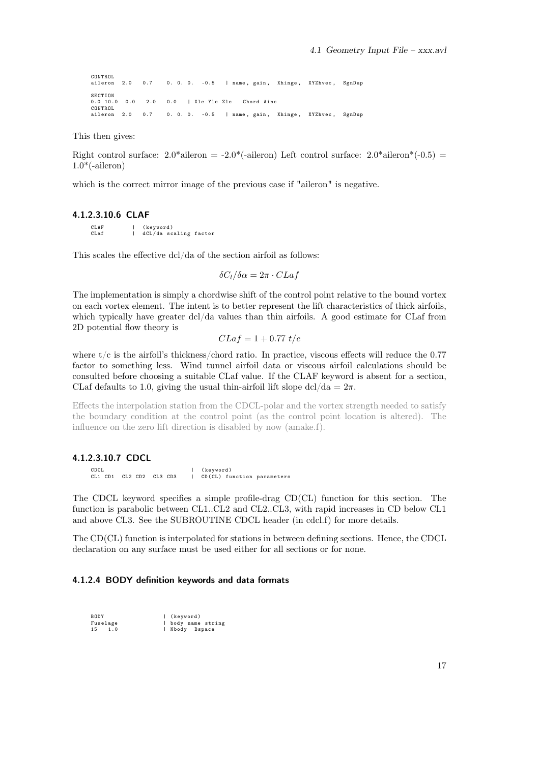```
CONTROL
aileron  2.0   0.7    0. 0. 0.  -0.5   | name, gain,  Xhinge,  XYZhvec,  SgnDup

SECTION
0.0 10.0  0.0   2.0   0.0   | Xle Yle Zle   Chord Ainc
CONTROL
aileron  2.0   0.7    0. 0. 0.  -0.5   | name, gain,  Xhinge,  XYZhvec,  SgnDup
```

This then gives:

Right control surface: 2.0*aileron = -2.0*(-aileron) Left control surface: 2.0*aileron*(-0.5) = 1.0*(-aileron)

which is the correct mirror image of the previous case if "aileron" is negative.

#### 4.1.2.3.10.6 CLAF

```
CLAF        |  (keyword)
CLaf        |  dCL/da scaling factor
```

This scales the effective dcl/da of the section airfoil as follows:

$$\delta C_l/\delta\alpha = 2\pi \cdot CLaf$$

The implementation is simply a chordwise shift of the control point relative to the bound vortex on each vortex element. The intent is to better represent the lift characteristics of thick airfoils, which typically have greater dcl/da values than thin airfoils. A good estimate for CLaf from 2D potential flow theory is

$$CLaf = 1 + 0.77\ t/c$$

where t/c is the airfoil's thickness/chord ratio. In practice, viscous effects will reduce the 0.77 factor to something less. Wind tunnel airfoil data or viscous airfoil calculations should be consulted before choosing a suitable CLaf value. If the CLAF keyword is absent for a section, CLaf defaults to 1.0, giving the usual thin-airfoil lift slope dcl/da = $2\pi$.

Effects the interpolation station from the CDCL-polar and the vortex strength needed to satisfy the boundary condition at the control point (as the control point location is altered). The influence on the zero lift direction is disabled by now (amake.f).

#### 4.1.2.3.10.7 CDCL

```
CDCL                          |  (keyword)
CL1 CD1  CL2 CD2  CL3 CD3     |  CD(CL) function parameters
```

The CDCL keyword specifies a simple profile-drag CD(CL) function for this section. The function is parabolic between CL1..CL2 and CL2..CL3, with rapid increases in CD below CL1 and above CL3. See the SUBROUTINE CDCL header (in cdcl.f) for more details.

The CD(CL) function is interpolated for stations in between defining sections. Hence, the CDCL declaration on any surface must be used either for all sections or for none.

### 4.1.2.4 BODY definition keywords and data formats

```
BODY                 | (keyword)
Fuselage             | body name string
15   1.0             | Nbody  Bspace
```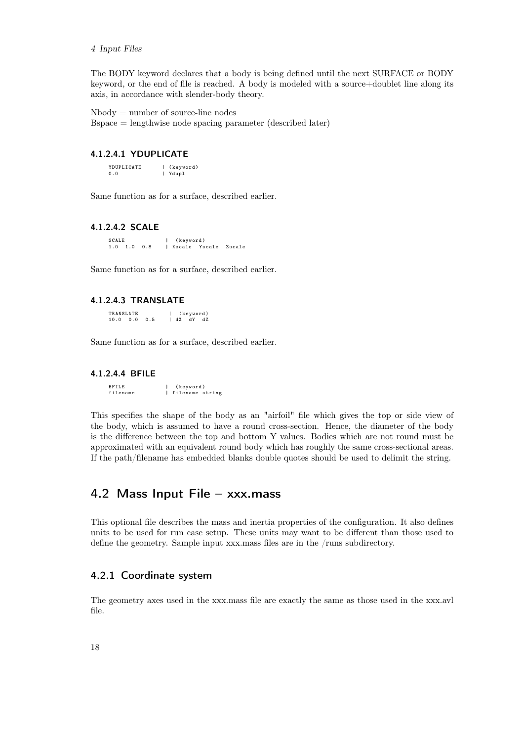The BODY keyword declares that a body is being defined until the next SURFACE or BODY keyword, or the end of file is reached. A body is modeled with a source+doublet line along its axis, in accordance with slender-body theory.

Nbody = number of source-line nodes
Bspace = lengthwise node spacing parameter (described later)

#### 4.1.2.4.1 YDUPLICATE

```
YDUPLICATE      | (keyword)
0.0             | Ydupl
```

Same function as for a surface, described earlier.

#### 4.1.2.4.2 SCALE

```
SCALE           |  (keyword)
1.0  1.0  0.8   | Xscale  Yscale  Zscale
```

Same function as for a surface, described earlier.

#### 4.1.2.4.3 TRANSLATE

```
TRANSLATE        |  (keyword)
10.0  0.0  0.5   | dX  dY  dZ
```

Same function as for a surface, described earlier.

#### 4.1.2.4.4 BFILE

```
BFILE           |  (keyword)
filename        | filename string
```

This specifies the shape of the body as an "airfoil" file which gives the top or side view of the body, which is assumed to have a round cross-section. Hence, the diameter of the body is the difference between the top and bottom Y values. Bodies which are not round must be approximated with an equivalent round body which has roughly the same cross-sectional areas. If the path/filename has embedded blanks double quotes should be used to delimit the string.

## 4.2 Mass Input File – xxx.mass

This optional file describes the mass and inertia properties of the configuration. It also defines units to be used for run case setup. These units may want to be different than those used to define the geometry. Sample input xxx.mass files are in the /runs subdirectory.

### 4.2.1 Coordinate system

The geometry axes used in the xxx.mass file are exactly the same as those used in the xxx.avl file.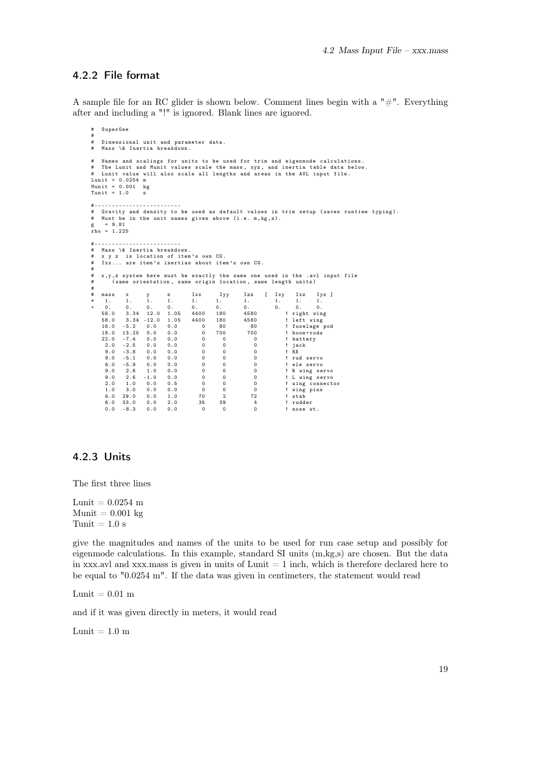### 4.2.2 File format

A sample file for an RC glider is shown below. Comment lines begin with a "#". Everything after and including a "!" is ignored. Blank lines are ignored.

```
#  SuperGee
#
#  Dimensional unit and parameter data.
#  Mass \& Inertia breakdown.

#  Names and scalings for units to be used for trim and eigenmode calculations.
#  The Lunit and Munit values scale the mass, xyz, and inertia table data below.
#  Lunit value will also scale all lengths and areas in the AVL input file.
Lunit = 0.0254 m
Munit = 0.001  kg
Tunit = 1.0    s

#-------------------------
#  Gravity and density to be used as default values in trim setup (saves runtime typing).
#  Must be in the unit names given above (i.e. m,kg,s).
g   = 9.81
rho = 1.225

#-------------------------
#  Mass \& Inertia breakdown.
#  x y z  is location of item's own CG.
#  Ixx... are item's inertias about item's own CG.
#
#  x,y,z system here must be exactly the same one used in the .avl input file
#     (same orientation, same origin location, same length units)
#
#  mass   x     y     z      Ixx     Iyy    Izz   [  Ixy   Ixz   Iyz ]
*   1.    1.    1.    1.     1.      1.     1.       1.    1.    1.
+   0.    0.    0.    0.     0.      0.     0.       0.    0.    0.
   58.0   3.34  12.0  1.05   4400    180    4580        ! right wing
   58.0   3.34 -12.0  1.05   4400    180    4580        ! left wing
   16.0  -5.2   0.0   0.0       0     80      80        ! fuselage pod
   18.0  13.25  0.0   0.0       0    700     700        ! boom+rods
   22.0  -7.4   0.0   0.0       0      0       0        ! battery
    2.0  -2.5   0.0   0.0       0      0       0        ! jack
    9.0  -3.8   0.0   0.0       0      0       0        ! RX
    9.0  -5.1   0.0   0.0       0      0       0        ! rud servo
    6.0  -5.9   0.0   0.0       0      0       0        ! ele servo
    9.0   2.6   1.0   0.0       0      0       0        ! R wing servo
    9.0   2.6  -1.0   0.0       0      0       0        ! L wing servo
    2.0   1.0   0.0   0.5       0      0       0        ! wing connector
    1.0   3.0   0.0   0.0       0      0       0        ! wing pins
    6.0  29.0   0.0   1.0      70      2      72        ! stab
    6.0  33.0   0.0   2.0      35     39       4        ! rudder
    0.0  -8.3   0.0   0.0       0      0       0        ! nose wt.
```

### 4.2.3 Units

The first three lines

Lunit = 0.0254 m
Munit = 0.001 kg
Tunit = 1.0 s

give the magnitudes and names of the units to be used for run case setup and possibly for eigenmode calculations. In this example, standard SI units (m,kg,s) are chosen. But the data in xxx.avl and xxx.mass is given in units of Lunit = 1 inch, which is therefore declared here to be equal to "0.0254 m". If the data was given in centimeters, the statement would read

Lunit = 0.01 m

and if it was given directly in meters, it would read

Lunit = 1.0 m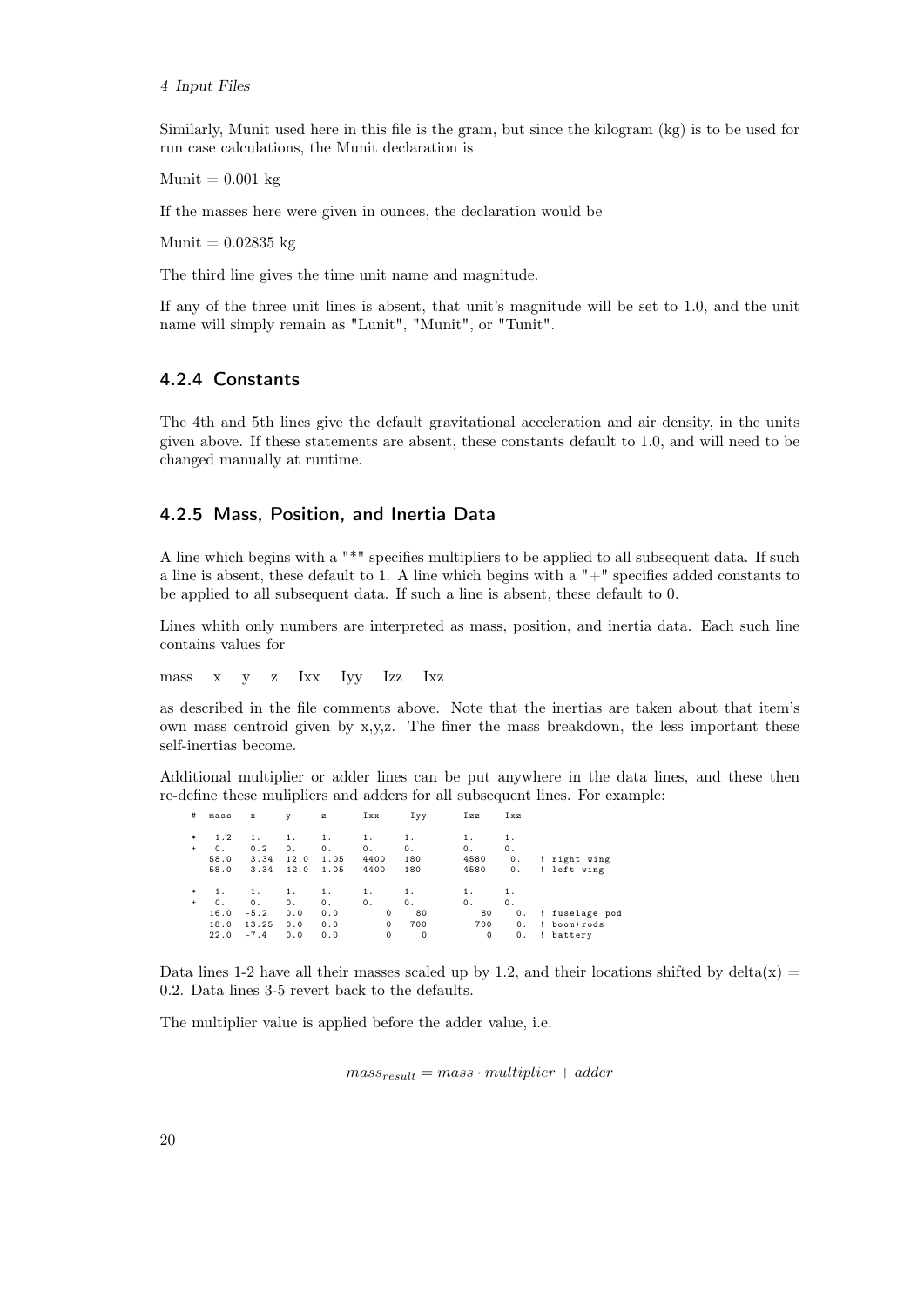Similarly, Munit used here in this file is the gram, but since the kilogram (kg) is to be used for run case calculations, the Munit declaration is

Munit = 0.001 kg

If the masses here were given in ounces, the declaration would be

Munit = 0.02835 kg

The third line gives the time unit name and magnitude.

If any of the three unit lines is absent, that unit's magnitude will be set to 1.0, and the unit name will simply remain as "Lunit", "Munit", or "Tunit".

### 4.2.4 Constants

The 4th and 5th lines give the default gravitational acceleration and air density, in the units given above. If these statements are absent, these constants default to 1.0, and will need to be changed manually at runtime.

### 4.2.5 Mass, Position, and Inertia Data

A line which begins with a "*" specifies multipliers to be applied to all subsequent data. If such a line is absent, these default to 1. A line which begins with a "+" specifies added constants to be applied to all subsequent data. If such a line is absent, these default to 0.

Lines whith only numbers are interpreted as mass, position, and inertia data. Each such line contains values for

mass x y z Ixx Iyy Izz Ixz

as described in the file comments above. Note that the inertias are taken about that item's own mass centroid given by x,y,z. The finer the mass breakdown, the less important these self-inertias become.

Additional multiplier or adder lines can be put anywhere in the data lines, and these then re-define these mulipliers and adders for all subsequent lines. For example:

```
#  mass   x     y     z      Ixx     Iyy     Izz    Ixz

*   1.2   1.    1.    1.     1.      1.      1.     1.
+   0.    0.2   0.    0.     0.      0.      0.     0.
   58.0   3.34  12.0  1.05   4400    180     4580    0.   ! right wing
   58.0   3.34 -12.0  1.05   4400    180     4580    0.   ! left wing

*   1.    1.    1.    1.     1.      1.      1.     1.
+   0.    0.    0.    0.     0.      0.      0.     0.
   16.0  -5.2   0.0   0.0       0     80       80    0.   ! fuselage pod
   18.0  13.25  0.0   0.0       0    700      700    0.   ! boom+rods
   22.0  -7.4   0.0   0.0       0      0        0    0.   ! battery
```

Data lines 1-2 have all their masses scaled up by 1.2, and their locations shifted by delta(x) = 0.2. Data lines 3-5 revert back to the defaults.

The multiplier value is applied before the adder value, i.e.

$$mass_{result} = mass \cdot multiplier + adder$$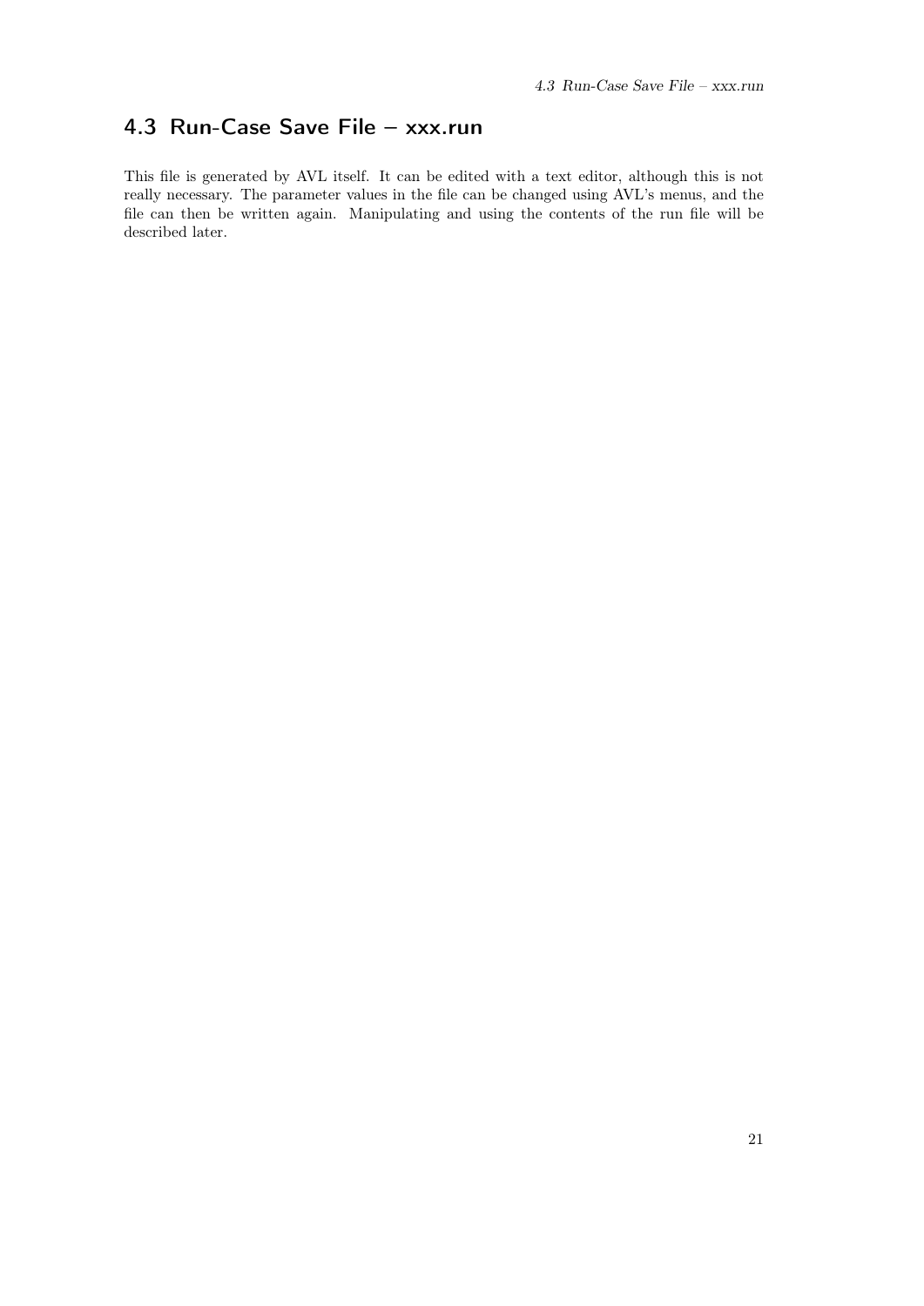## 4.3 Run-Case Save File – xxx.run

This file is generated by AVL itself. It can be edited with a text editor, although this is not really necessary. The parameter values in the file can be changed using AVL's menus, and the file can then be written again. Manipulating and using the contents of the run file will be described later.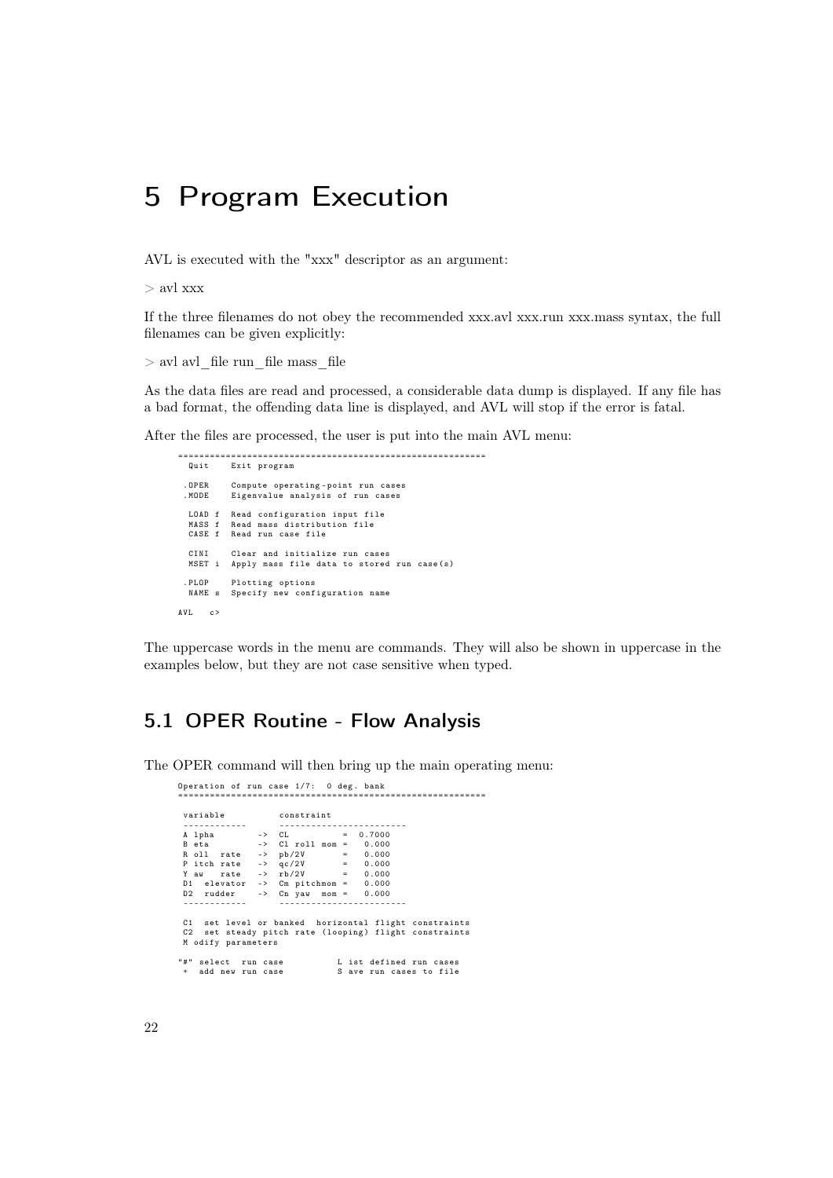# 5 Program Execution

AVL is executed with the "xxx" descriptor as an argument:

> avl xxx

If the three filenames do not obey the recommended xxx.avl xxx.run xxx.mass syntax, the full filenames can be given explicitly:

> avl avl_file run_file mass_file

As the data files are read and processed, a considerable data dump is displayed. If any file has a bad format, the offending data line is displayed, and AVL will stop if the error is fatal.

After the files are processed, the user is put into the main AVL menu:

```
==========================================================
  Quit    Exit program

 .OPER    Compute operating-point run cases
 .MODE    Eigenvalue analysis of run cases

  LOAD f  Read configuration input file
  MASS f  Read mass distribution file
  CASE f  Read run case file

  CINI    Clear and initialize run cases
  MSET i  Apply mass file data to stored run case(s)

 .PLOP    Plotting options
  NAME s  Specify new configuration name

AVL   c>
```

The uppercase words in the menu are commands. They will also be shown in uppercase in the examples below, but they are not case sensitive when typed.

## 5.1 OPER Routine - Flow Analysis

The OPER command will then bring up the main operating menu:

```
Operation of run case 1/7:  0 deg. bank
==========================================================

 variable          constraint
 ------------      ------------------------
 A lpha        ->  CL          =  0.7000
 B eta         ->  Cl roll mom =   0.000
 R oll  rate   ->  pb/2V       =   0.000
 P itch rate   ->  qc/2V       =   0.000
 Y aw   rate   ->  rb/2V       =   0.000
 D1  elevator  ->  Cm pitchmom =   0.000
 D2  rudder    ->  Cn yaw  mom =   0.000
 ------------      ------------------------

 C1  set level or banked  horizontal flight constraints
 C2  set steady pitch rate (looping) flight constraints
 M odify parameters

"#" select  run case          L ist defined run cases
 +  add new run case          S ave run cases to file
```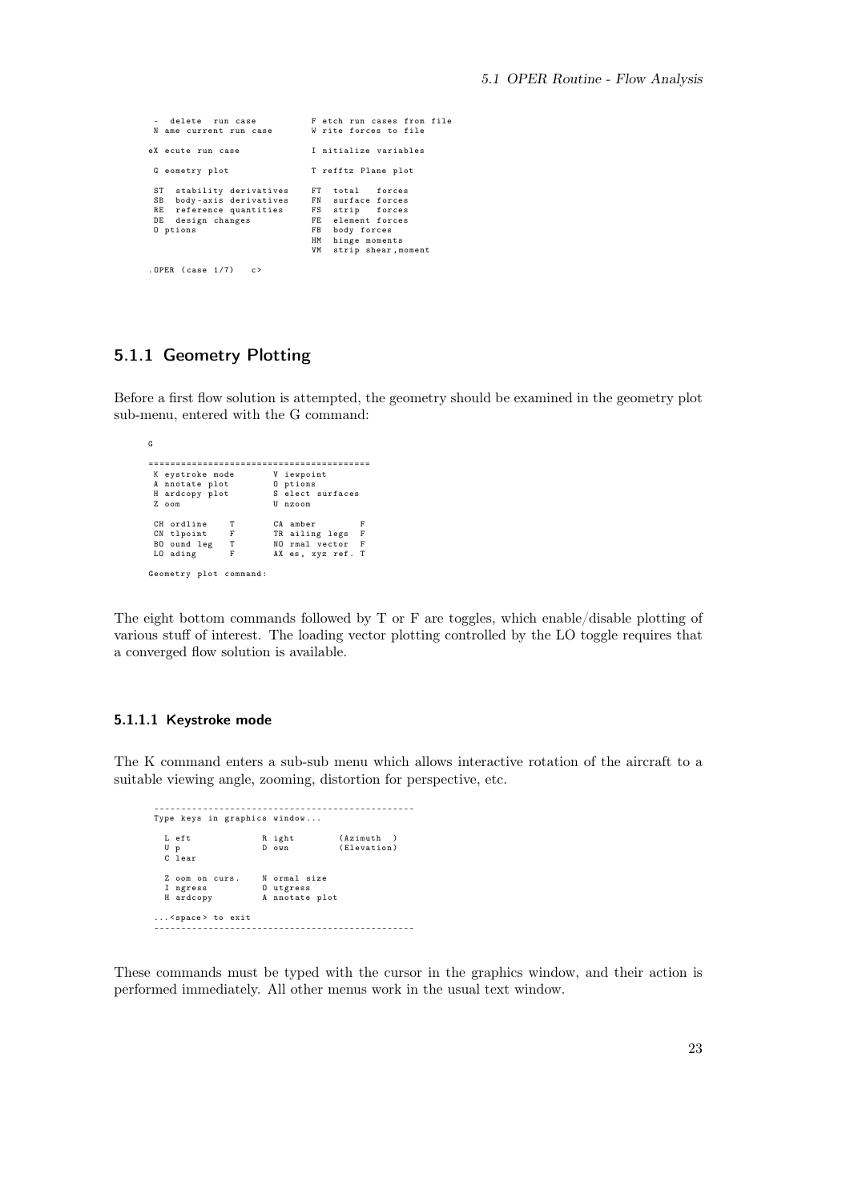```
 -  delete  run case          F etch run cases from file
 N ame current run case       W rite forces to file

eX ecute run case             I nitialize variables

 G eometry plot               T refftz Plane plot

 ST  stability derivatives    FT  total   forces
 SB  body-axis derivatives    FN  surface forces
 RE  reference quantities     FS  strip   forces
 DE  design changes           FE  element forces
 O ptions                     FB  body forces
                              HM  hinge moments
                              VM  strip shear,moment

.OPER (case 1/7)   c>
```

### 5.1.1 Geometry Plotting

Before a first flow solution is attempted, the geometry should be examined in the geometry plot sub-menu, entered with the G command:

```
G

=========================================
 K eystroke mode       V iewpoint
 A nnotate plot        O ptions
 H ardcopy plot        S elect surfaces
 Z oom                 U nzoom

 CH ordline    T       CA amber        F
 CN tlpoint    F       TR ailing legs  F
 BO ound leg   T       NO rmal vector  F
 LO ading      F       AX es, xyz ref. T

Geometry plot command:
```

The eight bottom commands followed by T or F are toggles, which enable/disable plotting of various stuff of interest. The loading vector plotting controlled by the LO toggle requires that a converged flow solution is available.

#### 5.1.1.1 Keystroke mode

The K command enters a sub-sub menu which allows interactive rotation of the aircraft to a suitable viewing angle, zooming, distortion for perspective, etc.

```
 ------------------------------------------------
 Type keys in graphics window...

   L eft             R ight        (Azimuth  )
   U p               D own         (Elevation)
   C lear

   Z oom on curs.    N ormal size
   I ngress          O utgress
   H ardcopy         A nnotate plot

 ...<space> to exit
 ------------------------------------------------
```

These commands must be typed with the cursor in the graphics window, and their action is performed immediately. All other menus work in the usual text window.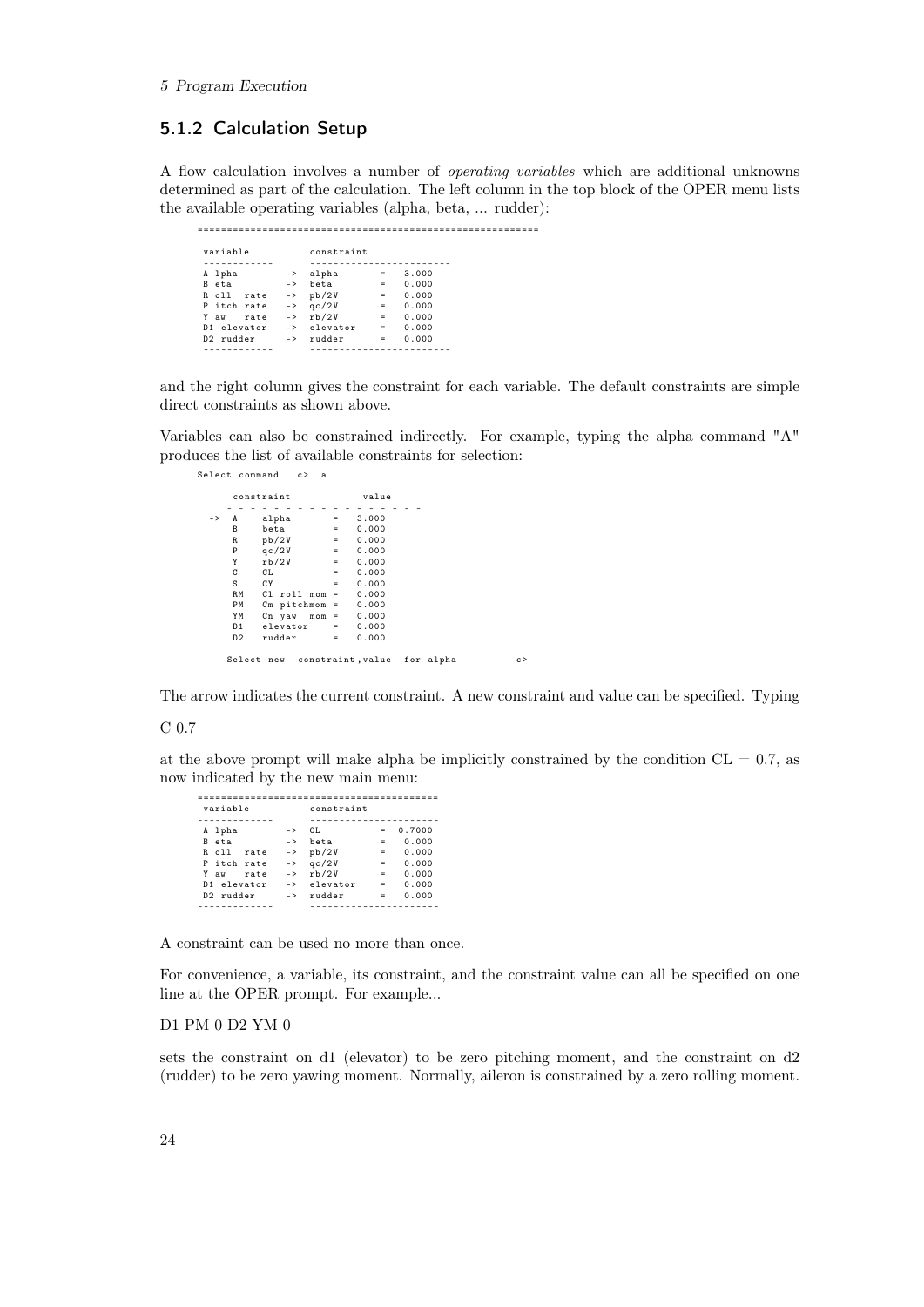### 5.1.2 Calculation Setup

A flow calculation involves a number of *operating variables* which are additional unknowns determined as part of the calculation. The left column in the top block of the OPER menu lists the available operating variables (alpha, beta, ... rudder):

```
==========================================================

 variable          constraint
 ------------      ------------------------
 A lpha        ->  alpha       =   3.000
 B eta         ->  beta        =   0.000
 R oll  rate   ->  pb/2V       =   0.000
 P itch rate   ->  qc/2V       =   0.000
 Y aw   rate   ->  rb/2V       =   0.000
 D1 elevator   ->  elevator    =   0.000
 D2 rudder     ->  rudder      =   0.000
 ------------      ------------------------
```

and the right column gives the constraint for each variable. The default constraints are simple direct constraints as shown above.

Variables can also be constrained indirectly. For example, typing the alpha command "A" produces the list of available constraints for selection:

```
Select command   c>  a

       constraint            value
      - - - - - - - - - - - - - - - - -
   ->  A    alpha        =   3.000
       B    beta         =   0.000
       R    pb/2V        =   0.000
       P    qc/2V        =   0.000
       Y    rb/2V        =   0.000
       C    CL           =   0.000
       S    CY           =   0.000
       RM   Cl roll mom  =   0.000
       PM   Cm pitchmom  =   0.000
       YM   Cn yaw  mom  =   0.000
       D1   elevator     =   0.000
       D2   rudder       =   0.000

      Select new  constraint,value  for alpha          c>
```

The arrow indicates the current constraint. A new constraint and value can be specified. Typing

C 0.7

at the above prompt will make alpha be implicitly constrained by the condition CL = 0.7, as now indicated by the new main menu:

```
==========================================
 variable          constraint
-------------      ----------------------
 A lpha        ->  CL          =  0.7000
 B eta         ->  beta        =   0.000
 R oll  rate   ->  pb/2V       =   0.000
 P itch rate   ->  qc/2V       =   0.000
 Y aw   rate   ->  rb/2V       =   0.000
 D1 elevator   ->  elevator    =   0.000
 D2 rudder     ->  rudder      =   0.000
-------------      ----------------------
```

A constraint can be used no more than once.

For convenience, a variable, its constraint, and the constraint value can all be specified on one line at the OPER prompt. For example...

D1 PM 0 D2 YM 0

sets the constraint on d1 (elevator) to be zero pitching moment, and the constraint on d2 (rudder) to be zero yawing moment. Normally, aileron is constrained by a zero rolling moment.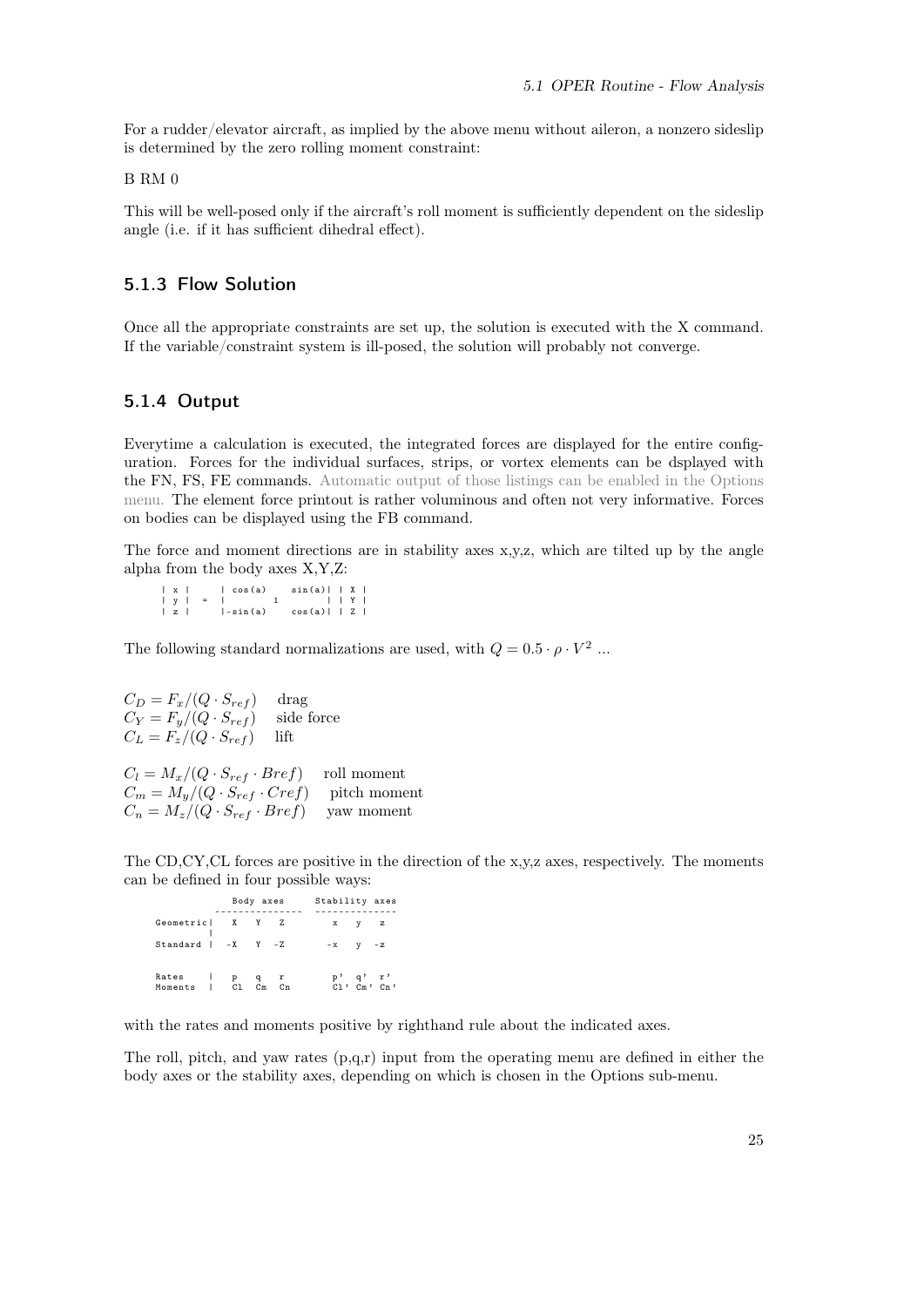For a rudder/elevator aircraft, as implied by the above menu without aileron, a nonzero sideslip is determined by the zero rolling moment constraint:

B RM 0

This will be well-posed only if the aircraft's roll moment is sufficiently dependent on the sideslip angle (i.e. if it has sufficient dihedral effect).

### 5.1.3 Flow Solution

Once all the appropriate constraints are set up, the solution is executed with the X command. If the variable/constraint system is ill-posed, the solution will probably not converge.

### 5.1.4 Output

Everytime a calculation is executed, the integrated forces are displayed for the entire configuration. Forces for the individual surfaces, strips, or vortex elements can be dsplayed with the FN, FS, FE commands. Automatic output of those listings can be enabled in the Options menu. The element force printout is rather voluminous and often not very informative. Forces on bodies can be displayed using the FB command.

The force and moment directions are in stability axes x,y,z, which are tilted up by the angle alpha from the body axes X,Y,Z:

```
| x |     | cos(a)      sin(a)|  | X |
| y |  =  |         1          |  | Y |
| z |     |-sin(a)      cos(a)|  | Z |
```

The following standard normalizations are used, with $Q = 0.5 \cdot \rho \cdot V^2$ ...

$C_D = F_x/(Q \cdot S_{ref})$ drag
$C_Y = F_y/(Q \cdot S_{ref})$ side force
$C_L = F_z/(Q \cdot S_{ref})$ lift

$C_l = M_x/(Q \cdot S_{ref} \cdot Bref)$ roll moment
$C_m = M_y/(Q \cdot S_{ref} \cdot Cref)$ pitch moment
$C_n = M_z/(Q \cdot S_{ref} \cdot Bref)$ yaw moment

The CD,CY,CL forces are positive in the direction of the x,y,z axes, respectively. The moments can be defined in four possible ways:

```
               Body axes      Stability axes
            ---------------   --------------
Geometric|    X    Y    Z        x    y    z
         |
Standard |   -X    Y   -Z       -x    y   -z


Rates    |    p    q    r        p'   q'   r'
Moments  |    Cl   Cm   Cn       Cl'  Cm'  Cn'
```

with the rates and moments positive by righthand rule about the indicated axes.

The roll, pitch, and yaw rates (p,q,r) input from the operating menu are defined in either the body axes or the stability axes, depending on which is chosen in the Options sub-menu.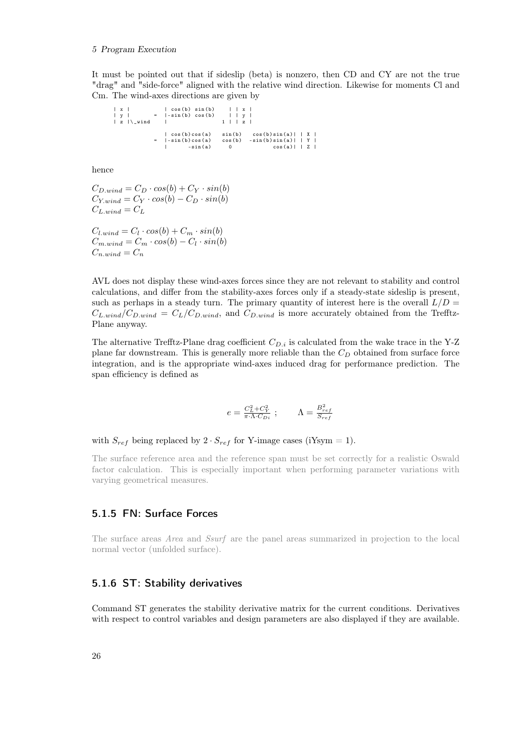It must be pointed out that if sideslip (beta) is nonzero, then CD and CY are not the true "drag" and "side-force" aligned with the relative wind direction. Likewise for moments Cl and Cm. The wind-axes directions are given by

```
| x |          | cos(b) sin(b)     | | x |
| y |       =  |-sin(b) cos(b)     | | y |
| z |\_wind    |                  1 | | z |

               | cos(b)cos(a)    sin(b)    cos(b)sin(a)| | X |
            =  |-sin(b)cos(a)    cos(b)   -sin(b)sin(a)| | Y |
               |      -sin(a)      0             cos(a)| | Z |
```

hence

$$C_{D.wind} = C_D \cdot cos(b) + C_Y \cdot sin(b)$$
$$C_{Y.wind} = C_Y \cdot cos(b) - C_D \cdot sin(b)$$
$$C_{L.wind} = C_L$$

$$C_{l.wind} = C_l \cdot cos(b) + C_m \cdot sin(b)$$
$$C_{m.wind} = C_m \cdot cos(b) - C_l \cdot sin(b)$$
$$C_{n.wind} = C_n$$

AVL does not display these wind-axes forces since they are not relevant to stability and control calculations, and differ from the stability-axes forces only if a steady-state sideslip is present, such as perhaps in a steady turn. The primary quantity of interest here is the overall $L/D = C_{L.wind}/C_{D.wind} = C_L/C_{D.wind}$, and $C_{D.wind}$ is more accurately obtained from the Trefftz-Plane anyway.

The alternative Trefftz-Plane drag coefficient $C_{D.i}$ is calculated from the wake trace in the Y-Z plane far downstream. This is generally more reliable than the $C_D$ obtained from surface force integration, and is the appropriate wind-axes induced drag for performance prediction. The span efficiency is defined as

$$e = \frac{C_L^2 + C_Y^2}{\pi \cdot \Lambda \cdot C_{Di}} \ ; \qquad \Lambda = \frac{B_{ref}^2}{S_{ref}}$$

with $S_{ref}$ being replaced by $2 \cdot S_{ref}$ for Y-image cases (iYsym = 1).

The surface reference area and the reference span must be set correctly for a realistic Oswald factor calculation. This is especially important when performing parameter variations with varying geometrical measures.

### 5.1.5 FN: Surface Forces

The surface areas *Area* and *Ssurf* are the panel areas summarized in projection to the local normal vector (unfolded surface).

### 5.1.6 ST: Stability derivatives

Command ST generates the stability derivative matrix for the current conditions. Derivatives with respect to control variables and design parameters are also displayed if they are available.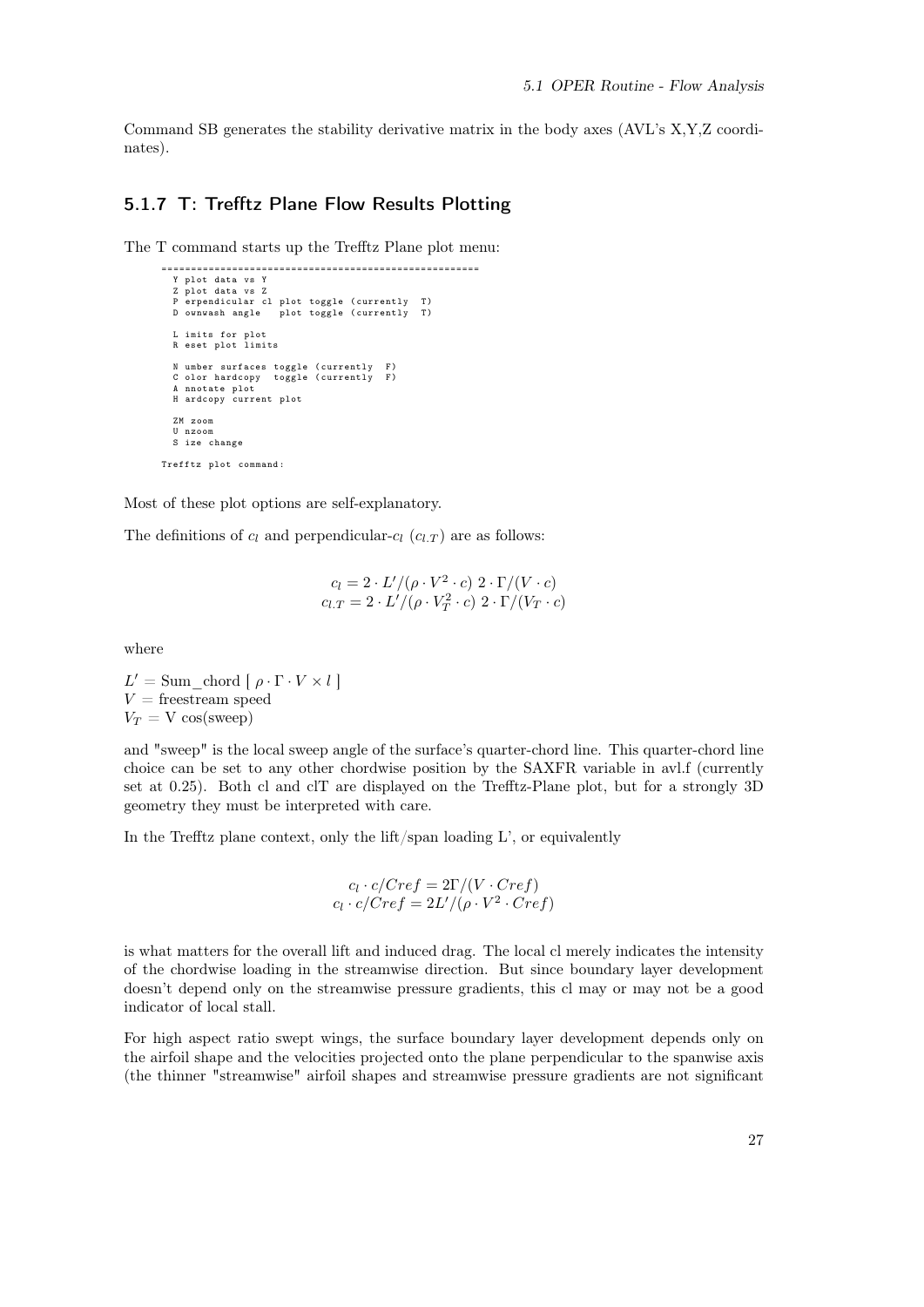Command SB generates the stability derivative matrix in the body axes (AVL's X,Y,Z coordinates).

### 5.1.7 T: Trefftz Plane Flow Results Plotting

The T command starts up the Trefftz Plane plot menu:

```
=====================================================
  Y plot data vs Y
  Z plot data vs Z
  P erpendicular cl plot toggle (currently  T)
  D ownwash angle   plot toggle (currently  T)

  L imits for plot
  R eset plot limits

  N umber surfaces toggle (currently  F)
  C olor hardcopy  toggle (currently  F)
  A nnotate plot
  H ardcopy current plot

  ZM zoom
  U nzoom
  S ize change

Trefftz plot command:
```

Most of these plot options are self-explanatory.

The definitions of $c_l$ and perpendicular-$c_l$ ($c_{l.T}$) are as follows:

$$c_l = 2 \cdot L'/(\rho \cdot V^2 \cdot c) \; 2 \cdot \Gamma/(V \cdot c)$$
$$c_{l.T} = 2 \cdot L'/(\rho \cdot V_T^2 \cdot c) \; 2 \cdot \Gamma/(V_T \cdot c)$$

where

$L'$ = Sum_chord [ $\rho \cdot \Gamma \cdot V \times l$ ]
$V$ = freestream speed
$V_T$ = V cos(sweep)

and "sweep" is the local sweep angle of the surface's quarter-chord line. This quarter-chord line choice can be set to any other chordwise position by the SAXFR variable in avl.f (currently set at 0.25). Both cl and clT are displayed on the Trefftz-Plane plot, but for a strongly 3D geometry they must be interpreted with care.

In the Trefftz plane context, only the lift/span loading L', or equivalently

$$c_l \cdot c/Cref = 2\Gamma/(V \cdot Cref)$$
$$c_l \cdot c/Cref = 2L'/(\rho \cdot V^2 \cdot Cref)$$

is what matters for the overall lift and induced drag. The local cl merely indicates the intensity of the chordwise loading in the streamwise direction. But since boundary layer development doesn't depend only on the streamwise pressure gradients, this cl may or may not be a good indicator of local stall.

For high aspect ratio swept wings, the surface boundary layer development depends only on the airfoil shape and the velocities projected onto the plane perpendicular to the spanwise axis (the thinner "streamwise" airfoil shapes and streamwise pressure gradients are not significant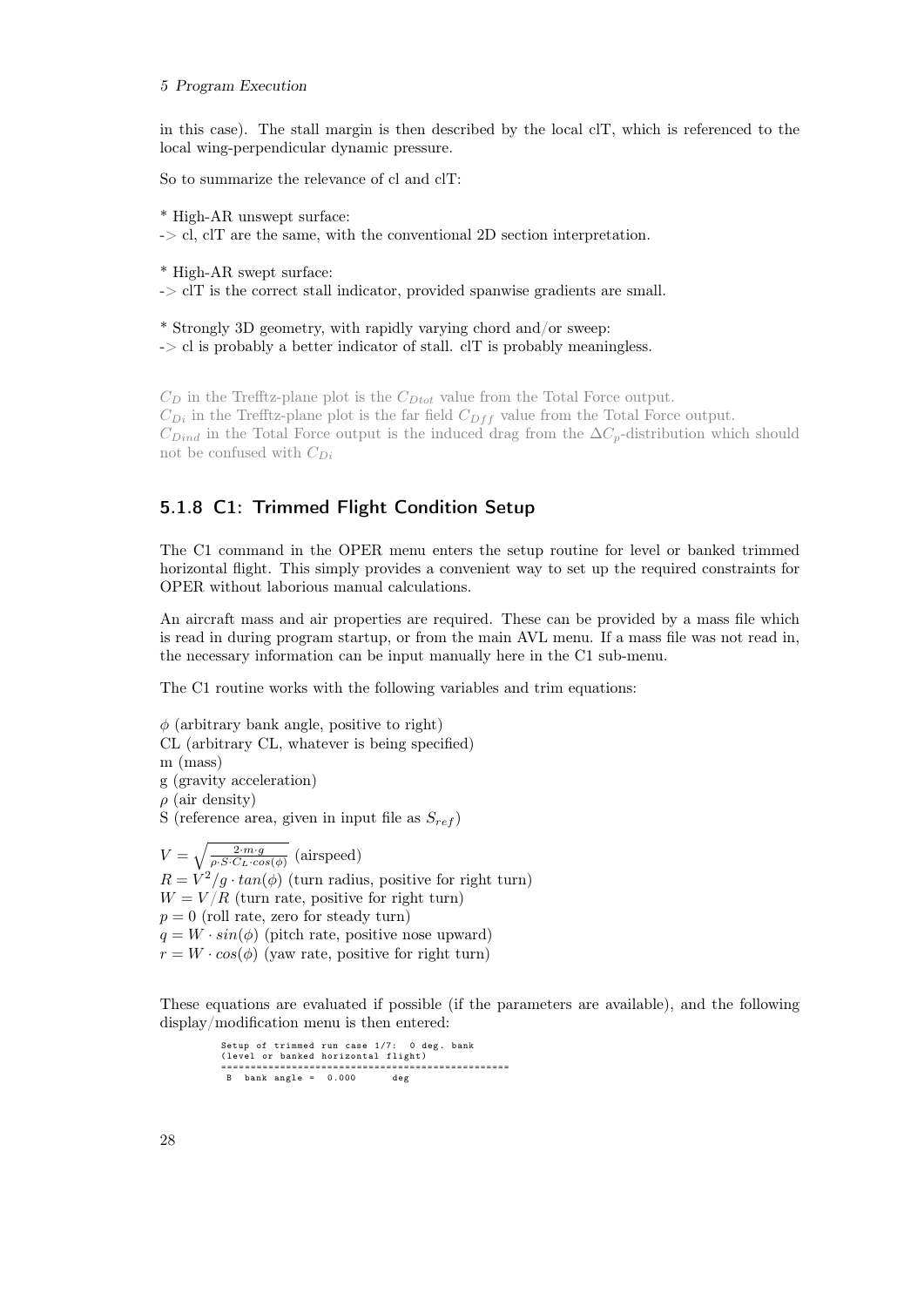in this case). The stall margin is then described by the local clT, which is referenced to the local wing-perpendicular dynamic pressure.

So to summarize the relevance of cl and clT:

* High-AR unswept surface:
-> cl, clT are the same, with the conventional 2D section interpretation.

* High-AR swept surface:
-> clT is the correct stall indicator, provided spanwise gradients are small.

* Strongly 3D geometry, with rapidly varying chord and/or sweep:
-> cl is probably a better indicator of stall. clT is probably meaningless.

$C_D$ in the Trefftz-plane plot is the $C_{Dtot}$ value from the Total Force output.
$C_{Di}$ in the Trefftz-plane plot is the far field $C_{Dff}$ value from the Total Force output.
$C_{Dind}$ in the Total Force output is the induced drag from the $\Delta C_p$-distribution which should not be confused with $C_{Di}$

### 5.1.8 C1: Trimmed Flight Condition Setup

The C1 command in the OPER menu enters the setup routine for level or banked trimmed horizontal flight. This simply provides a convenient way to set up the required constraints for OPER without laborious manual calculations.

An aircraft mass and air properties are required. These can be provided by a mass file which is read in during program startup, or from the main AVL menu. If a mass file was not read in, the necessary information can be input manually here in the C1 sub-menu.

The C1 routine works with the following variables and trim equations:

$\phi$ (arbitrary bank angle, positive to right)
CL (arbitrary CL, whatever is being specified)
m (mass)
g (gravity acceleration)
$\rho$ (air density)
S (reference area, given in input file as $S_{ref}$)

$V = \sqrt{\frac{2 \cdot m \cdot g}{\rho \cdot S \cdot C_L \cdot cos(\phi)}}$ (airspeed)
$R = V^2/g \cdot tan(\phi)$ (turn radius, positive for right turn)
$W = V/R$ (turn rate, positive for right turn)
$p = 0$ (roll rate, zero for steady turn)
$q = W \cdot sin(\phi)$ (pitch rate, positive nose upward)
$r = W \cdot cos(\phi)$ (yaw rate, positive for right turn)

These equations are evaluated if possible (if the parameters are available), and the following display/modification menu is then entered:

```
Setup of trimmed run case 1/7:  0 deg. bank
(level or banked horizontal flight)
=================================================
 B  bank angle =  0.000      deg
```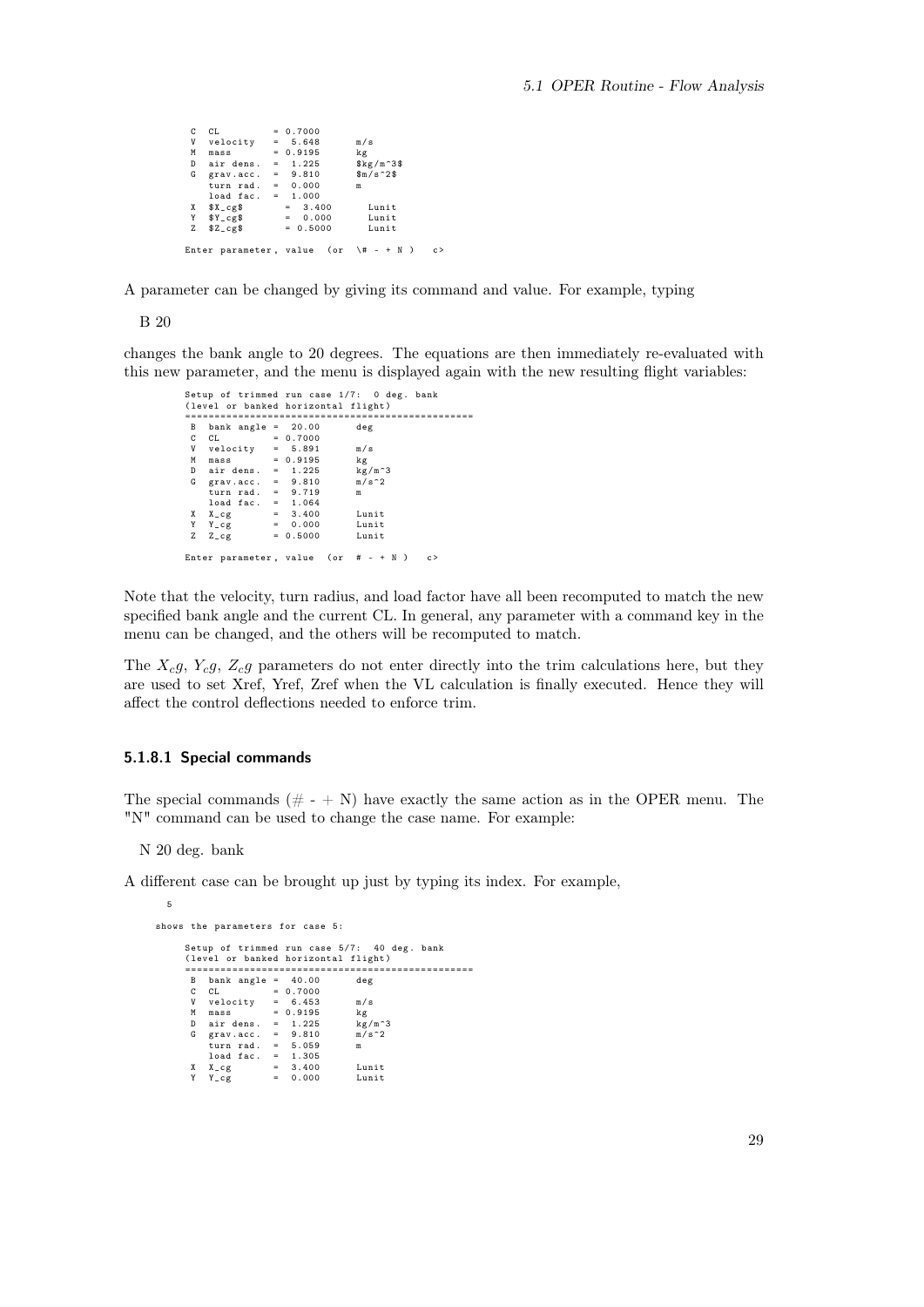```
 C  CL          = 0.7000
 V  velocity   =  5.648       m/s
 M  mass        = 0.9195      kg
 D  air dens.  =  1.225       $kg/m^3$
 G  grav.acc.  =  9.810       $m/s^2$
    turn rad.  =  0.000       m
    load fac.  =  1.000
 X  $X_cg$        =  3.400       Lunit
 Y  $Y_cg$        =  0.000       Lunit
 Z  $Z_cg$        = 0.5000       Lunit

Enter parameter, value  (or  \# - + N )   c>
```

A parameter can be changed by giving its command and value. For example, typing

B 20

changes the bank angle to 20 degrees. The equations are then immediately re-evaluated with this new parameter, and the menu is displayed again with the new resulting flight variables:

```
Setup of trimmed run case 1/7:  0 deg. bank
(level or banked horizontal flight)
=================================================
 B  bank angle =  20.00       deg
 C  CL          = 0.7000
 V  velocity   =  5.891       m/s
 M  mass        = 0.9195      kg
 D  air dens.  =  1.225       kg/m^3
 G  grav.acc.  =  9.810       m/s^2
    turn rad.  =  9.719       m
    load fac.  =  1.064
 X  X_cg        =  3.400       Lunit
 Y  Y_cg        =  0.000       Lunit
 Z  Z_cg        = 0.5000       Lunit

Enter parameter, value  (or  # - + N )   c>
```

Note that the velocity, turn radius, and load factor have all been recomputed to match the new specified bank angle and the current CL. In general, any parameter with a command key in the menu can be changed, and the others will be recomputed to match.

The $X_cg$, $Y_cg$, $Z_cg$ parameters do not enter directly into the trim calculations here, but they are used to set Xref, Yref, Zref when the VL calculation is finally executed. Hence they will affect the control deflections needed to enforce trim.

#### 5.1.8.1 Special commands

The special commands (# - + N) have exactly the same action as in the OPER menu. The "N" command can be used to change the case name. For example:

N 20 deg. bank

A different case can be brought up just by typing its index. For example,

```
  5

shows the parameters for case 5:

     Setup of trimmed run case 5/7:  40 deg. bank
     (level or banked horizontal flight)
     =================================================
      B  bank angle =  40.00       deg
      C  CL          = 0.7000
      V  velocity   =  6.453       m/s
      M  mass        = 0.9195      kg
      D  air dens.  =  1.225       kg/m^3
      G  grav.acc.  =  9.810       m/s^2
         turn rad.  =  5.059       m
         load fac.  =  1.305
      X  X_cg        =  3.400       Lunit
      Y  Y_cg        =  0.000       Lunit
```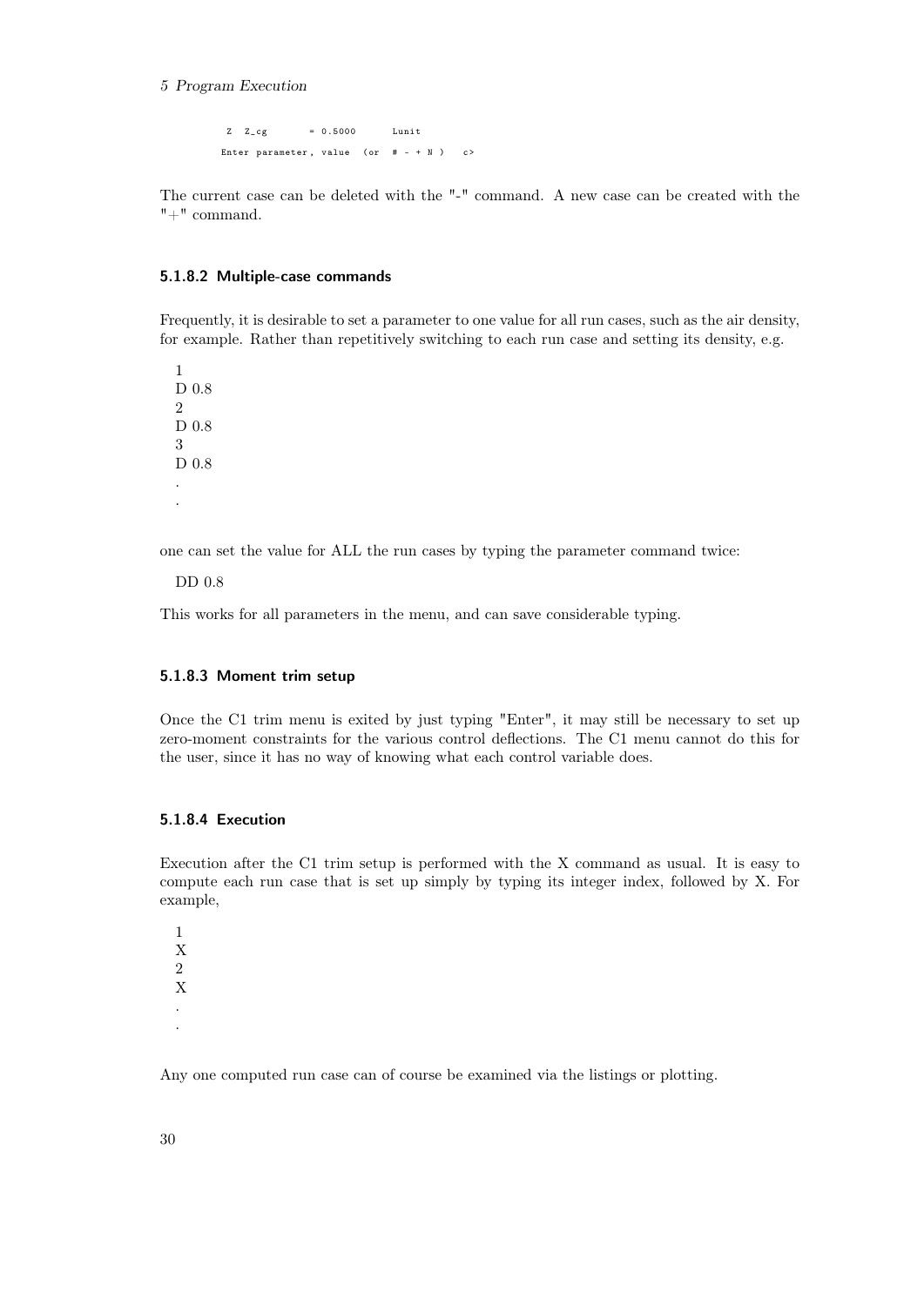```
 Z  Z_cg       = 0.5000      Lunit
Enter parameter, value  (or  # - + N )   c>
```

The current case can be deleted with the "-" command. A new case can be created with the "+" command.

#### 5.1.8.2 Multiple-case commands

Frequently, it is desirable to set a parameter to one value for all run cases, such as the air density, for example. Rather than repetitively switching to each run case and setting its density, e.g.

```
1
D 0.8
2
D 0.8
3
D 0.8
.
.
```

one can set the value for ALL the run cases by typing the parameter command twice:

```
DD 0.8
```

This works for all parameters in the menu, and can save considerable typing.

#### 5.1.8.3 Moment trim setup

Once the C1 trim menu is exited by just typing "Enter", it may still be necessary to set up zero-moment constraints for the various control deflections. The C1 menu cannot do this for the user, since it has no way of knowing what each control variable does.

#### 5.1.8.4 Execution

Execution after the C1 trim setup is performed with the X command as usual. It is easy to compute each run case that is set up simply by typing its integer index, followed by X. For example,

```
1
X
2
X
.
.
```

Any one computed run case can of course be examined via the listings or plotting.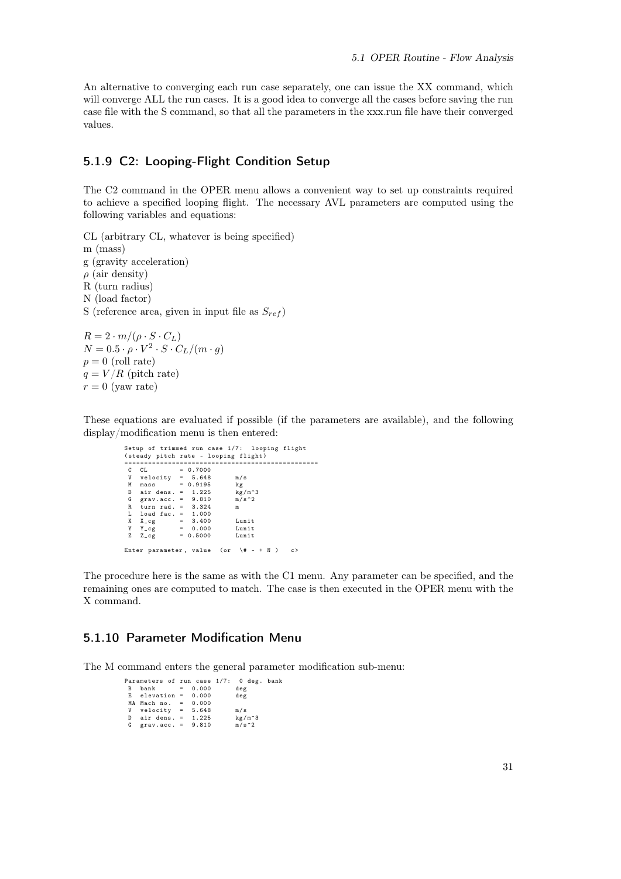An alternative to converging each run case separately, one can issue the XX command, which will converge ALL the run cases. It is a good idea to converge all the cases before saving the run case file with the S command, so that all the parameters in the xxx.run file have their converged values.

### 5.1.9 C2: Looping-Flight Condition Setup

The C2 command in the OPER menu allows a convenient way to set up constraints required to achieve a specified looping flight. The necessary AVL parameters are computed using the following variables and equations:

CL (arbitrary CL, whatever is being specified)  
m (mass)  
g (gravity acceleration)  
$\rho$ (air density)  
R (turn radius)  
N (load factor)  
S (reference area, given in input file as $S_{ref}$)

$R = 2 \cdot m/(\rho \cdot S \cdot C_L)$  
$N = 0.5 \cdot \rho \cdot V^2 \cdot S \cdot C_L/(m \cdot g)$  
$p = 0$ (roll rate)  
$q = V/R$ (pitch rate)  
$r = 0$ (yaw rate)

These equations are evaluated if possible (if the parameters are available), and the following display/modification menu is then entered:

```
Setup of trimmed run case 1/7:  looping flight
(steady pitch rate - looping flight)
=================================================
 C  CL          = 0.7000
 V  velocity  =  5.648       m/s
 M  mass        = 0.9195       kg
 D  air dens. =  1.225       kg/m^3
 G  grav.acc. =  9.810       m/s^2
 R  turn rad. =  3.324       m
 L  load fac. =  1.000
 X  X_cg        =  3.400       Lunit
 Y  Y_cg        =  0.000       Lunit
 Z  Z_cg        = 0.5000       Lunit

Enter parameter, value  (or  \# - + N )   c>
```

The procedure here is the same as with the C1 menu. Any parameter can be specified, and the remaining ones are computed to match. The case is then executed in the OPER menu with the X command.

### 5.1.10 Parameter Modification Menu

The M command enters the general parameter modification sub-menu:

```
Parameters of run case 1/7:  0 deg. bank
 B  bank        =  0.000       deg
 E  elevation =  0.000       deg
 MA Mach no.  =  0.000
 V  velocity  =  5.648       m/s
 D  air dens. =  1.225       kg/m^3
 G  grav.acc. =  9.810       m/s^2
```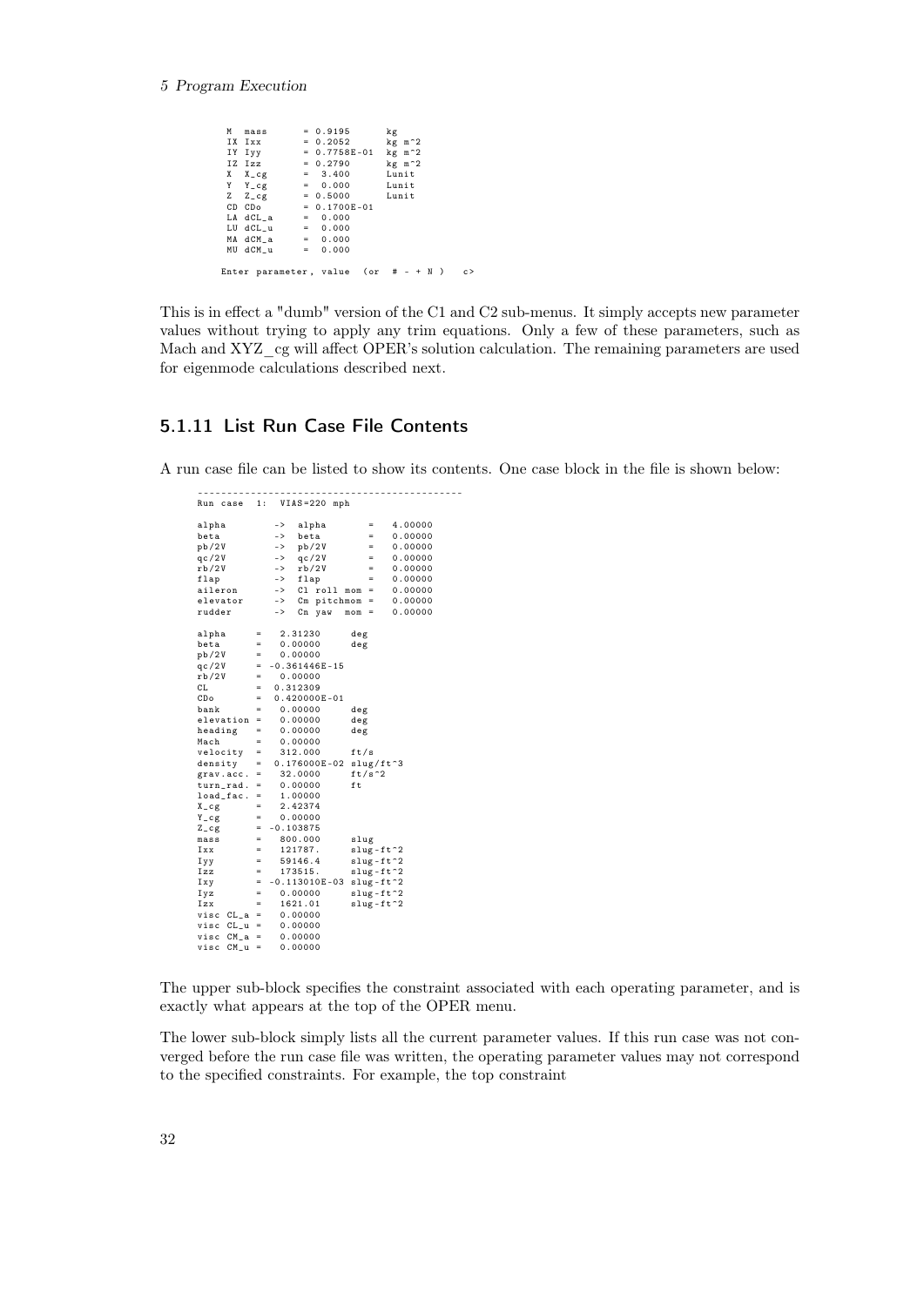```
 M  mass       = 0.9195       kg
 IX Ixx        = 0.2052       kg m^2
 IY Iyy        = 0.7758E-01   kg m^2
 IZ Izz        = 0.2790       kg m^2
 X  X_cg       =  3.400       Lunit
 Y  Y_cg       =  0.000       Lunit
 Z  Z_cg       = 0.5000       Lunit
 CD CDo        = 0.1700E-01
 LA dCL_a      =  0.000
 LU dCL_u      =  0.000
 MA dCM_a      =  0.000
 MU dCM_u      =  0.000

Enter parameter, value  (or  # - + N )   c>
```

This is in effect a "dumb" version of the C1 and C2 sub-menus. It simply accepts new parameter values without trying to apply any trim equations. Only a few of these parameters, such as Mach and XYZ_cg will affect OPER's solution calculation. The remaining parameters are used for eigenmode calculations described next.

### 5.1.11 List Run Case File Contents

A run case file can be listed to show its contents. One case block in the file is shown below:

```
---------------------------------------------
Run case  1:  VIAS=220 mph

alpha        ->  alpha       =   4.00000
beta         ->  beta        =   0.00000
pb/2V        ->  pb/2V       =   0.00000
qc/2V        ->  qc/2V       =   0.00000
rb/2V        ->  rb/2V       =   0.00000
flap         ->  flap        =   0.00000
aileron      ->  Cl roll mom =   0.00000
elevator     ->  Cm pitchmom =   0.00000
rudder       ->  Cn yaw  mom =   0.00000

alpha     =   2.31230      deg
beta      =   0.00000      deg
pb/2V     =   0.00000
qc/2V     = -0.361446E-15
rb/2V     =   0.00000
CL        =  0.312309
CDo       =  0.420000E-01
bank      =   0.00000      deg
elevation =   0.00000      deg
heading   =   0.00000      deg
Mach      =   0.00000
velocity  =   312.000      ft/s
density   =  0.176000E-02 slug/ft^3
grav.acc. =   32.0000      ft/s^2
turn_rad. =   0.00000      ft
load_fac. =   1.00000
X_cg      =   2.42374
Y_cg      =   0.00000
Z_cg      = -0.103875
mass      =   800.000      slug
Ixx       =   121787.      slug-ft^2
Iyy       =   59146.4      slug-ft^2
Izz       =   173515.      slug-ft^2
Ixy       = -0.113010E-03 slug-ft^2
Iyz       =   0.00000      slug-ft^2
Izx       =   1621.01      slug-ft^2
visc CL_a =   0.00000
visc CL_u =   0.00000
visc CM_a =   0.00000
visc CM_u =   0.00000
```

The upper sub-block specifies the constraint associated with each operating parameter, and is exactly what appears at the top of the OPER menu.

The lower sub-block simply lists all the current parameter values. If this run case was not converged before the run case file was written, the operating parameter values may not correspond to the specified constraints. For example, the top constraint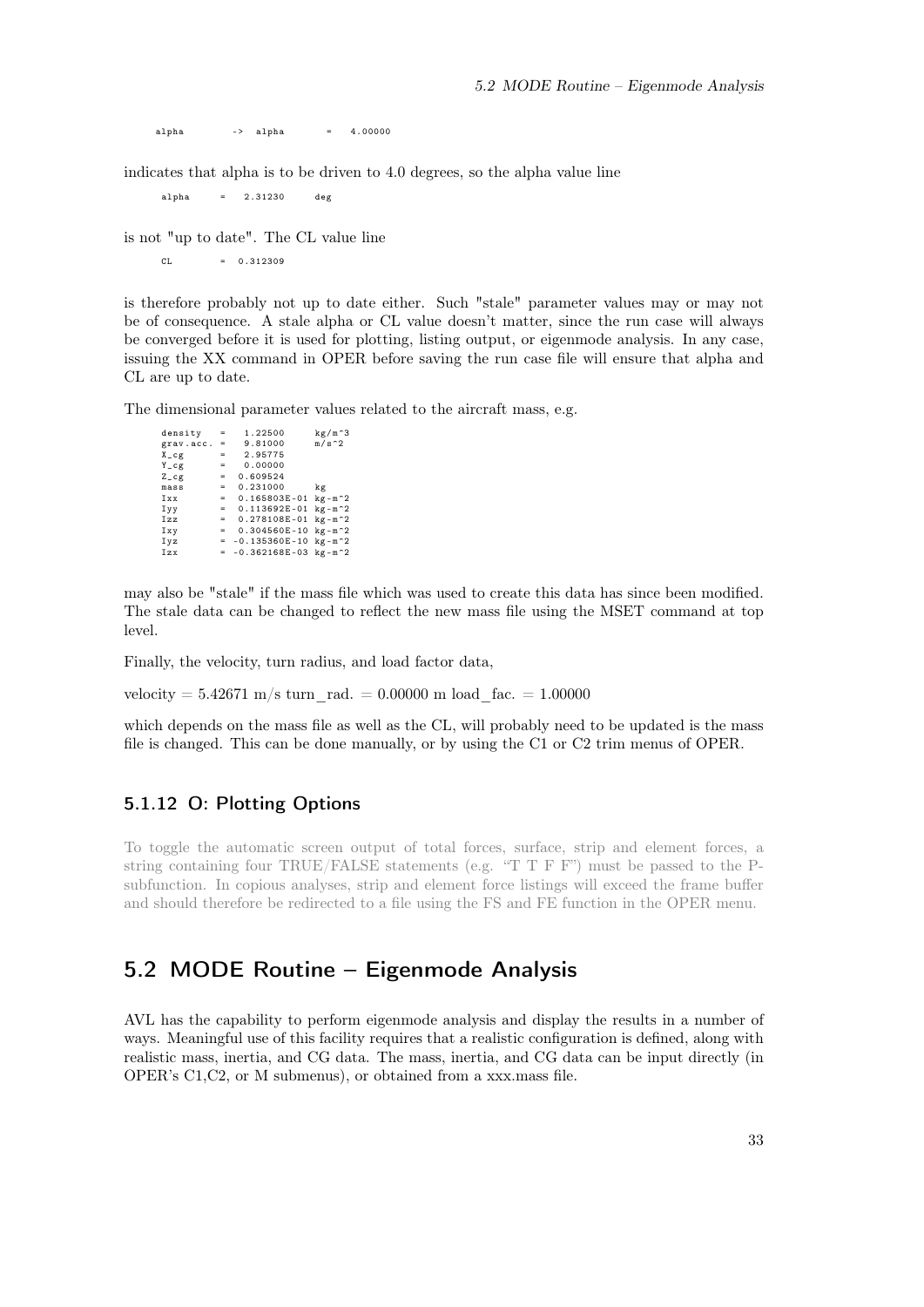```
alpha        ->  alpha        =   4.00000
```

indicates that alpha is to be driven to 4.0 degrees, so the alpha value line

```
alpha     =   2.31230     deg
```

is not "up to date". The CL value line

```
CL        =  0.312309
```

is therefore probably not up to date either. Such "stale" parameter values may or may not be of consequence. A stale alpha or CL value doesn't matter, since the run case will always be converged before it is used for plotting, listing output, or eigenmode analysis. In any case, issuing the XX command in OPER before saving the run case file will ensure that alpha and CL are up to date.

The dimensional parameter values related to the aircraft mass, e.g.

```
density    =   1.22500      kg/m^3
grav.acc.  =   9.81000      m/s^2
X_cg       =   2.95775
Y_cg       =   0.00000
Z_cg       =  0.609524
mass       =  0.231000      kg
Ixx        =  0.165803E-01  kg-m^2
Iyy        =  0.113692E-01  kg-m^2
Izz        =  0.278108E-01  kg-m^2
Ixy        =  0.304560E-10  kg-m^2
Iyz        = -0.135360E-10  kg-m^2
Izx        = -0.362168E-03  kg-m^2
```

may also be "stale" if the mass file which was used to create this data has since been modified. The stale data can be changed to reflect the new mass file using the MSET command at top level.

Finally, the velocity, turn radius, and load factor data,

velocity = 5.42671 m/s turn_rad. = 0.00000 m load_fac. = 1.00000

which depends on the mass file as well as the CL, will probably need to be updated is the mass file is changed. This can be done manually, or by using the C1 or C2 trim menus of OPER.

### 5.1.12 O: Plotting Options

To toggle the automatic screen output of total forces, surface, strip and element forces, a string containing four TRUE/FALSE statements (e.g. "T T F F") must be passed to the P-subfunction. In copious analyses, strip and element force listings will exceed the frame buffer and should therefore be redirected to a file using the FS and FE function in the OPER menu.

## 5.2 MODE Routine – Eigenmode Analysis

AVL has the capability to perform eigenmode analysis and display the results in a number of ways. Meaningful use of this facility requires that a realistic configuration is defined, along with realistic mass, inertia, and CG data. The mass, inertia, and CG data can be input directly (in OPER's C1,C2, or M submenus), or obtained from a xxx.mass file.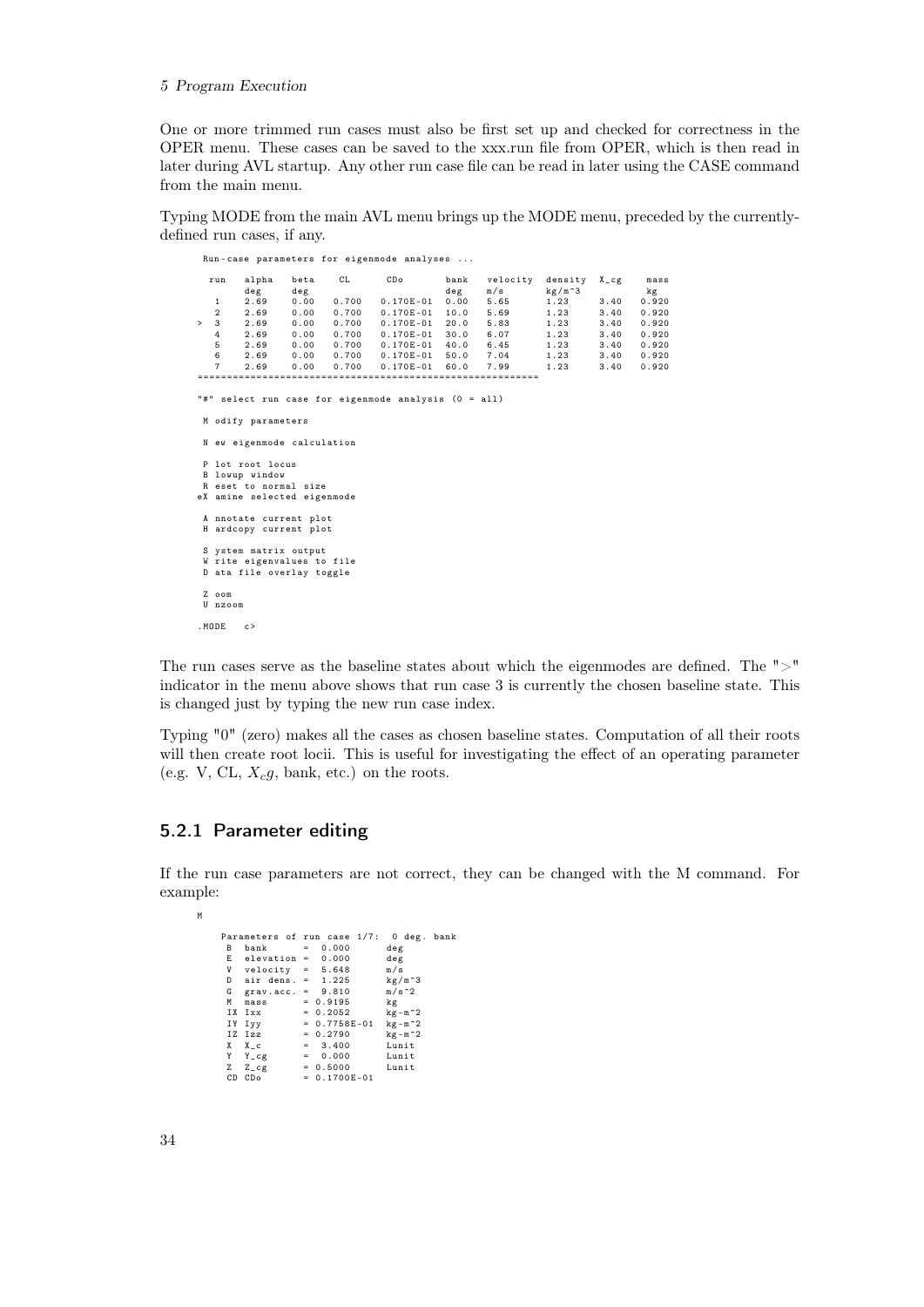One or more trimmed run cases must also be first set up and checked for correctness in the OPER menu. These cases can be saved to the xxx.run file from OPER, which is then read in later during AVL startup. Any other run case file can be read in later using the CASE command from the main menu.

Typing MODE from the main AVL menu brings up the MODE menu, preceded by the currently-defined run cases, if any.

```
 Run-case parameters for eigenmode analyses ...

  run   alpha   beta    CL      CDo        bank   velocity  density  X_cg    mass
        deg     deg                        deg    m/s       kg/m^3           kg
   1    2.69    0.00   0.700   0.170E-01   0.00   5.65      1.23     3.40   0.920
   2    2.69    0.00   0.700   0.170E-01   10.0   5.69      1.23     3.40   0.920
>  3    2.69    0.00   0.700   0.170E-01   20.0   5.83      1.23     3.40   0.920
   4    2.69    0.00   0.700   0.170E-01   30.0   6.07      1.23     3.40   0.920
   5    2.69    0.00   0.700   0.170E-01   40.0   6.45      1.23     3.40   0.920
   6    2.69    0.00   0.700   0.170E-01   50.0   7.04      1.23     3.40   0.920
   7    2.69    0.00   0.700   0.170E-01   60.0   7.99      1.23     3.40   0.920
=========================================================

"#" select run case for eigenmode analysis (0 = all)

 M odify parameters

 N ew eigenmode calculation

 P lot root locus
 B lowup window
 R eset to normal size
eX amine selected eigenmode

 A nnotate current plot
 H ardcopy current plot

 S ystem matrix output
 W rite eigenvalues to file
 D ata file overlay toggle

 Z oom
 U nzoom

.MODE   c>
```

The run cases serve as the baseline states about which the eigenmodes are defined. The ">" indicator in the menu above shows that run case 3 is currently the chosen baseline state. This is changed just by typing the new run case index.

Typing "0" (zero) makes all the cases as chosen baseline states. Computation of all their roots will then create root locii. This is useful for investigating the effect of an operating parameter (e.g. V, CL, $X_cg$, bank, etc.) on the roots.

### 5.2.1 Parameter editing

If the run case parameters are not correct, they can be changed with the M command. For example:

```
M

    Parameters of run case 1/7:  0 deg. bank
     B  bank       =  0.000       deg
     E  elevation =  0.000       deg
     V  velocity  =  5.648       m/s
     D  air dens. =  1.225       kg/m^3
     G  grav.acc. =  9.810       m/s^2
     M  mass       = 0.9195      kg
     IX Ixx        = 0.2052      kg-m^2
     IY Iyy        = 0.7758E-01  kg-m^2
     IZ Izz        = 0.2790      kg-m^2
     X  X_c        =  3.400      Lunit
     Y  Y_cg       =  0.000      Lunit
     Z  Z_cg       = 0.5000      Lunit
     CD CDo        = 0.1700E-01
```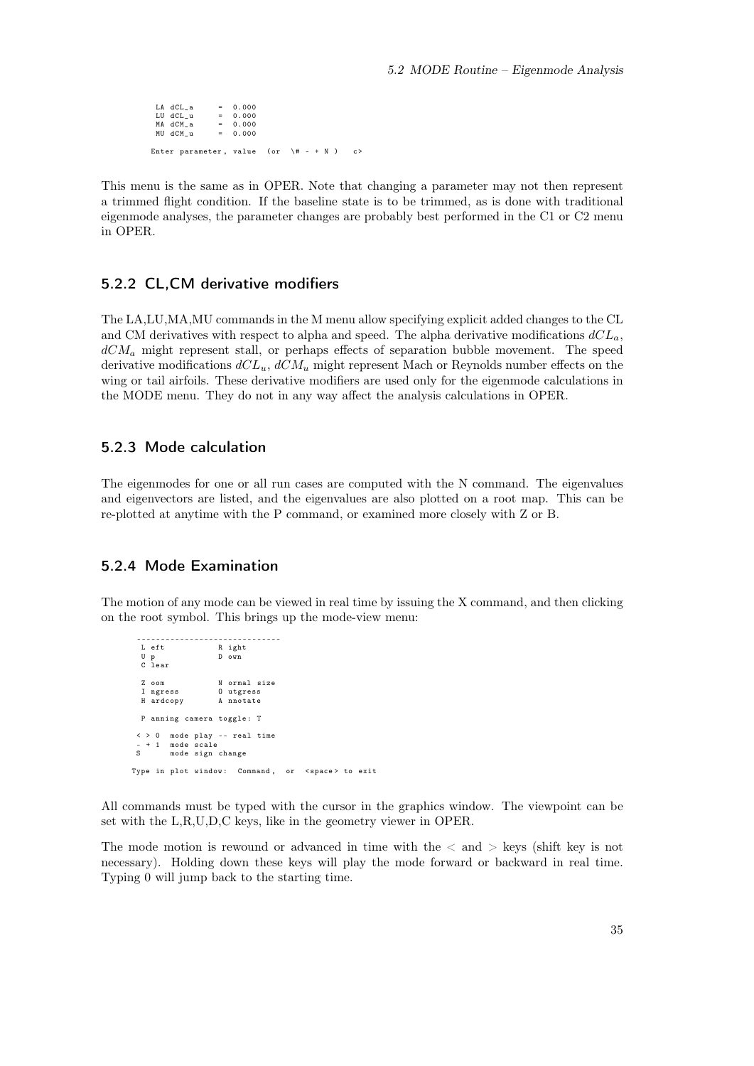```
 LA dCL_a      =  0.000
 LU dCL_u      =  0.000
 MA dCM_a      =  0.000
 MU dCM_u      =  0.000

Enter parameter, value  (or  \# - + N )   c>
```

This menu is the same as in OPER. Note that changing a parameter may not then represent a trimmed flight condition. If the baseline state is to be trimmed, as is done with traditional eigenmode analyses, the parameter changes are probably best performed in the C1 or C2 menu in OPER.

### 5.2.2 CL,CM derivative modifiers

The LA,LU,MA,MU commands in the M menu allow specifying explicit added changes to the CL and CM derivatives with respect to alpha and speed. The alpha derivative modifications $dCL_a$, $dCM_a$ might represent stall, or perhaps effects of separation bubble movement. The speed derivative modifications $dCL_u$, $dCM_u$ might represent Mach or Reynolds number effects on the wing or tail airfoils. These derivative modifiers are used only for the eigenmode calculations in the MODE menu. They do not in any way affect the analysis calculations in OPER.

### 5.2.3 Mode calculation

The eigenmodes for one or all run cases are computed with the N command. The eigenvalues and eigenvectors are listed, and the eigenvalues are also plotted on a root map. This can be re-plotted at anytime with the P command, or examined more closely with Z or B.

### 5.2.4 Mode Examination

The motion of any mode can be viewed in real time by issuing the X command, and then clicking on the root symbol. This brings up the mode-view menu:

```
 ------------------------------
  L eft           R ight
  U p             D own
  C lear

  Z oom           N ormal size
  I ngress        O utgress
  H ardcopy       A nnotate

  P anning camera toggle: T

 < > 0  mode play -- real time
 - + 1  mode scale
 S      mode sign change

Type in plot window:  Command,  or  <space> to exit
```

All commands must be typed with the cursor in the graphics window. The viewpoint can be set with the L,R,U,D,C keys, like in the geometry viewer in OPER.

The mode motion is rewound or advanced in time with the < and > keys (shift key is not necessary). Holding down these keys will play the mode forward or backward in real time. Typing 0 will jump back to the starting time.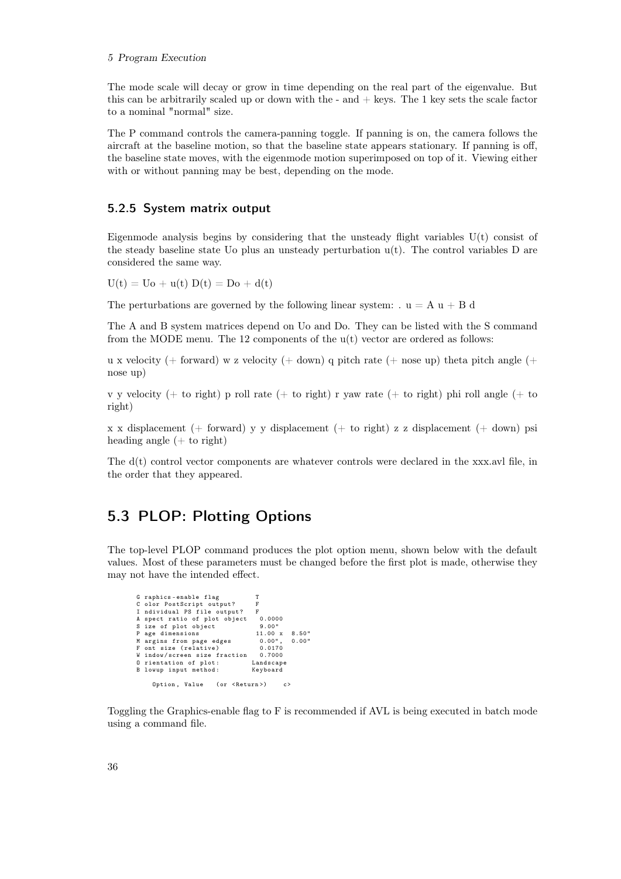The mode scale will decay or grow in time depending on the real part of the eigenvalue. But this can be arbitrarily scaled up or down with the - and + keys. The 1 key sets the scale factor to a nominal "normal" size.

The P command controls the camera-panning toggle. If panning is on, the camera follows the aircraft at the baseline motion, so that the baseline state appears stationary. If panning is off, the baseline state moves, with the eigenmode motion superimposed on top of it. Viewing either with or without panning may be best, depending on the mode.

### 5.2.5 System matrix output

Eigenmode analysis begins by considering that the unsteady flight variables U(t) consist of the steady baseline state Uo plus an unsteady perturbation u(t). The control variables D are considered the same way.

U(t) = Uo + u(t) D(t) = Do + d(t)

The perturbations are governed by the following linear system: . u = A u + B d

The A and B system matrices depend on Uo and Do. They can be listed with the S command from the MODE menu. The 12 components of the u(t) vector are ordered as follows:

u x velocity (+ forward) w z velocity (+ down) q pitch rate (+ nose up) theta pitch angle (+ nose up)

v y velocity (+ to right) p roll rate (+ to right) r yaw rate (+ to right) phi roll angle (+ to right)

x x displacement (+ forward) y y displacement (+ to right) z z displacement (+ down) psi heading angle (+ to right)

The d(t) control vector components are whatever controls were declared in the xxx.avl file, in the order that they appeared.

## 5.3 PLOP: Plotting Options

The top-level PLOP command produces the plot option menu, shown below with the default values. Most of these parameters must be changed before the first plot is made, otherwise they may not have the intended effect.

```
G raphics-enable flag          T
C olor PostScript output?      F
I ndividual PS file output?    F
A spect ratio of plot object   0.0000
S ize of plot object           9.00"
P age dimensions              11.00 x  8.50"
M argins from page edges       0.00",  0.00"
F ont size (relative)          0.0170
W indow/screen size fraction   0.7000
O rientation of plot:         Landscape
B lowup input method:         Keyboard

    Option, Value   (or <Return>)    c>
```

Toggling the Graphics-enable flag to F is recommended if AVL is being executed in batch mode using a command file.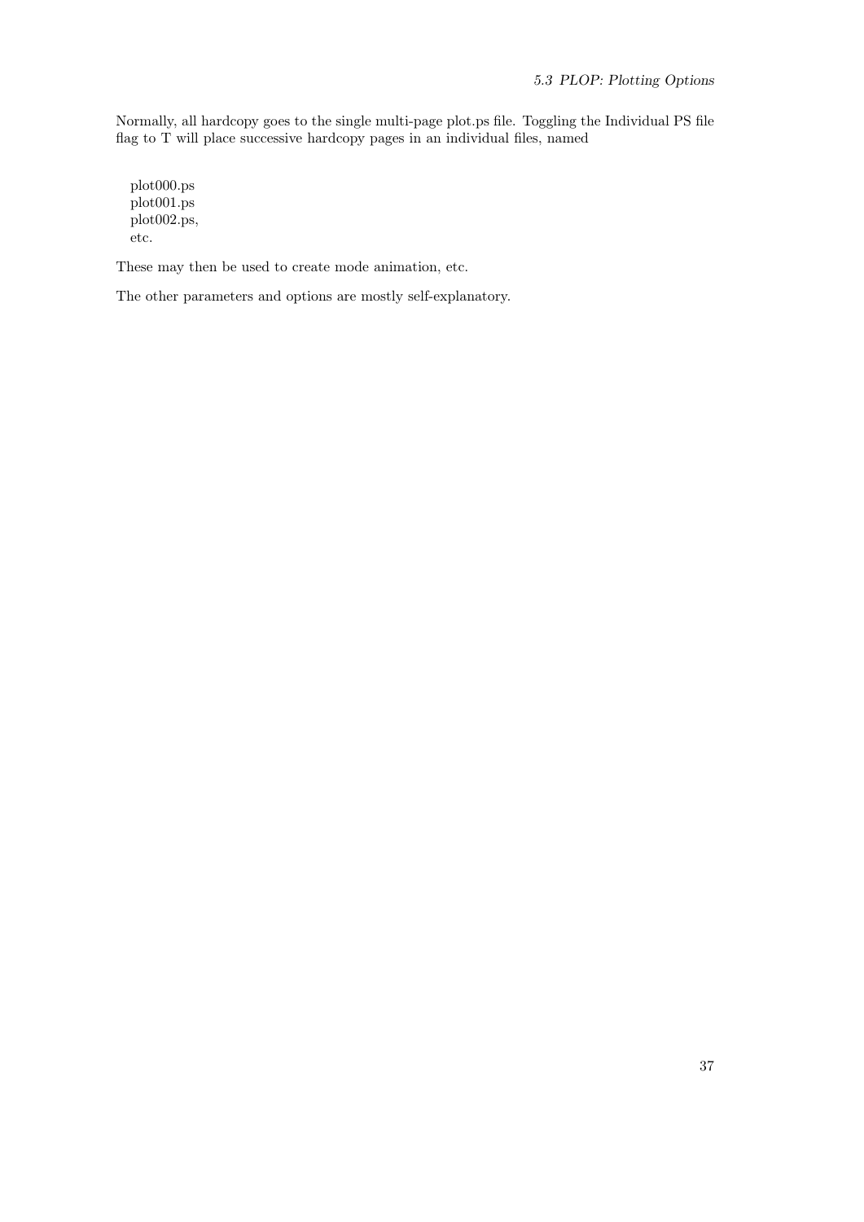Normally, all hardcopy goes to the single multi-page plot.ps file. Toggling the Individual PS file flag to T will place successive hardcopy pages in an individual files, named

plot000.ps
plot001.ps
plot002.ps,
etc.

These may then be used to create mode animation, etc.

The other parameters and options are mostly self-explanatory.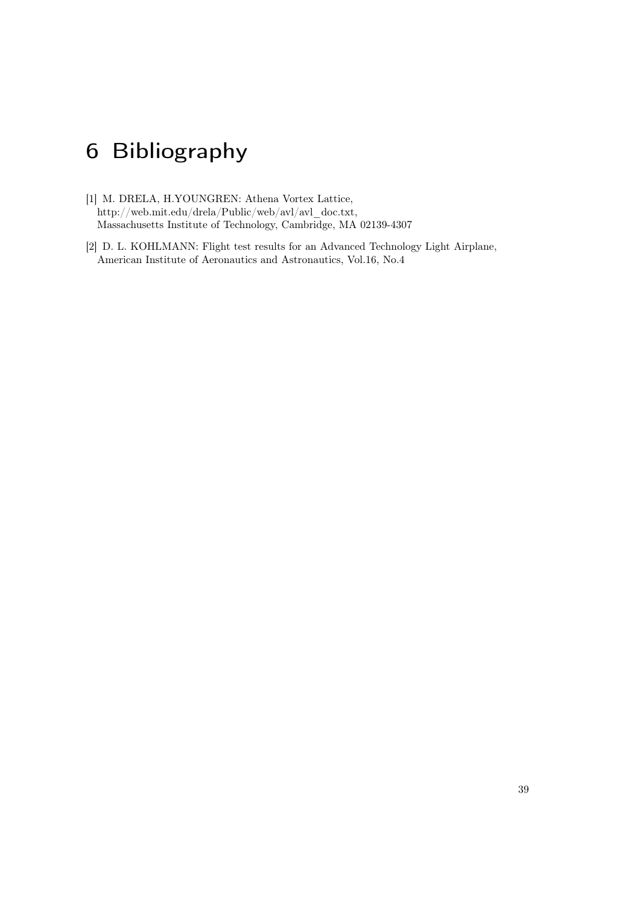# 6 Bibliography

[1] M. DRELA, H.YOUNGREN: Athena Vortex Lattice,
http://web.mit.edu/drela/Public/web/avl/avl_doc.txt,
Massachusetts Institute of Technology, Cambridge, MA 02139-4307

[2] D. L. KOHLMANN: Flight test results for an Advanced Technology Light Airplane,
American Institute of Aeronautics and Astronautics, Vol.16, No.4